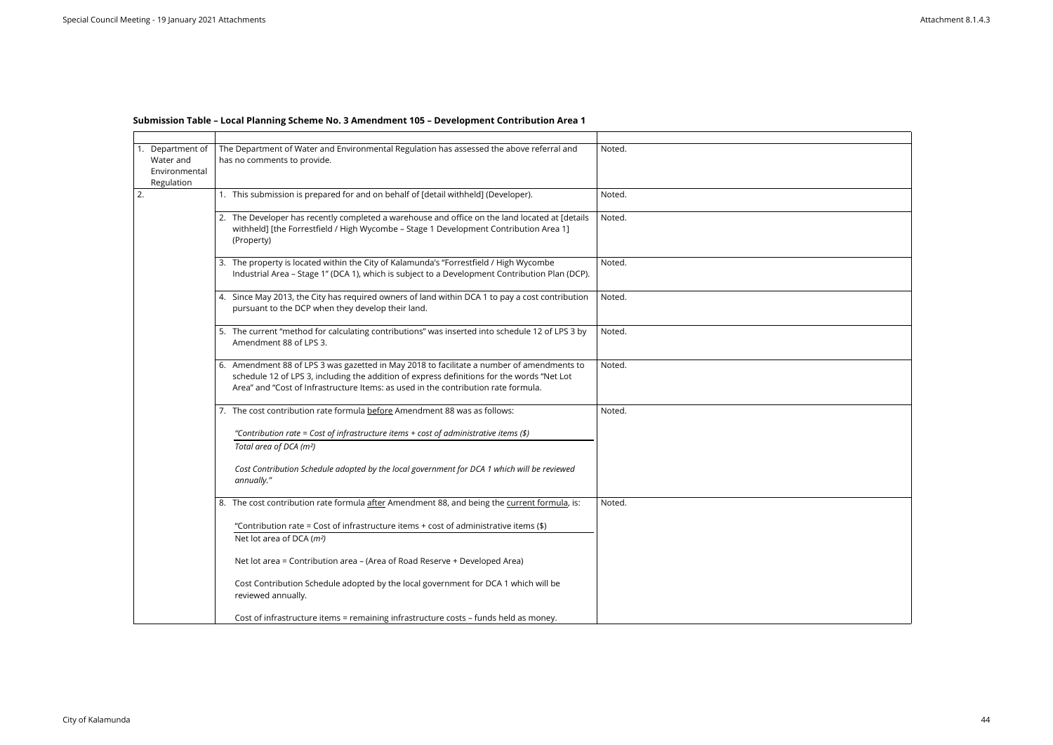**Submission Table – Local Planning Scheme No. 3 Amendment 105 – Development Contribution Area 1**

| | | |
|---|---|---|
| 1. Department of Water and Environmental Regulation | The Department of Water and Environmental Regulation has assessed the above referral and has no comments to provide. | Noted. |
| 2. | 1. This submission is prepared for and on behalf of [detail withheld] (Developer). | Noted. |
| | 2. The Developer has recently completed a warehouse and office on the land located at [details withheld] [the Forrestfield / High Wycombe – Stage 1 Development Contribution Area 1] (Property) | Noted. |
| | 3. The property is located within the City of Kalamunda's "Forrestfield / High Wycombe Industrial Area – Stage 1" (DCA 1), which is subject to a Development Contribution Plan (DCP). | Noted. |
| | 4. Since May 2013, the City has required owners of land within DCA 1 to pay a cost contribution pursuant to the DCP when they develop their land. | Noted. |
| | 5. The current "method for calculating contributions" was inserted into schedule 12 of LPS 3 by Amendment 88 of LPS 3. | Noted. |
| | 6. Amendment 88 of LPS 3 was gazetted in May 2018 to facilitate a number of amendments to schedule 12 of LPS 3, including the addition of express definitions for the words "Net Lot Area" and "Cost of Infrastructure Items: as used in the contribution rate formula. | Noted. |
| | 7. The cost contribution rate formula <u>before</u> Amendment 88 was as follows:<br><br>*"Contribution rate = Cost of infrastructure items + cost of administrative items ($)*<br>*Total area of DCA (m²)*<br><br>*Cost Contribution Schedule adopted by the local government for DCA 1 which will be reviewed annually."* | Noted. |
| | 8. The cost contribution rate formula <u>after</u> Amendment 88, and being the <u>current formula</u>, is:<br><br>"Contribution rate = Cost of infrastructure items + cost of administrative items ($)<br>Net lot area of DCA (*m²)*<br><br>Net lot area = Contribution area – (Area of Road Reserve + Developed Area)<br><br>Cost Contribution Schedule adopted by the local government for DCA 1 which will be reviewed annually.<br><br>Cost of infrastructure items = remaining infrastructure costs – funds held as money. | Noted. |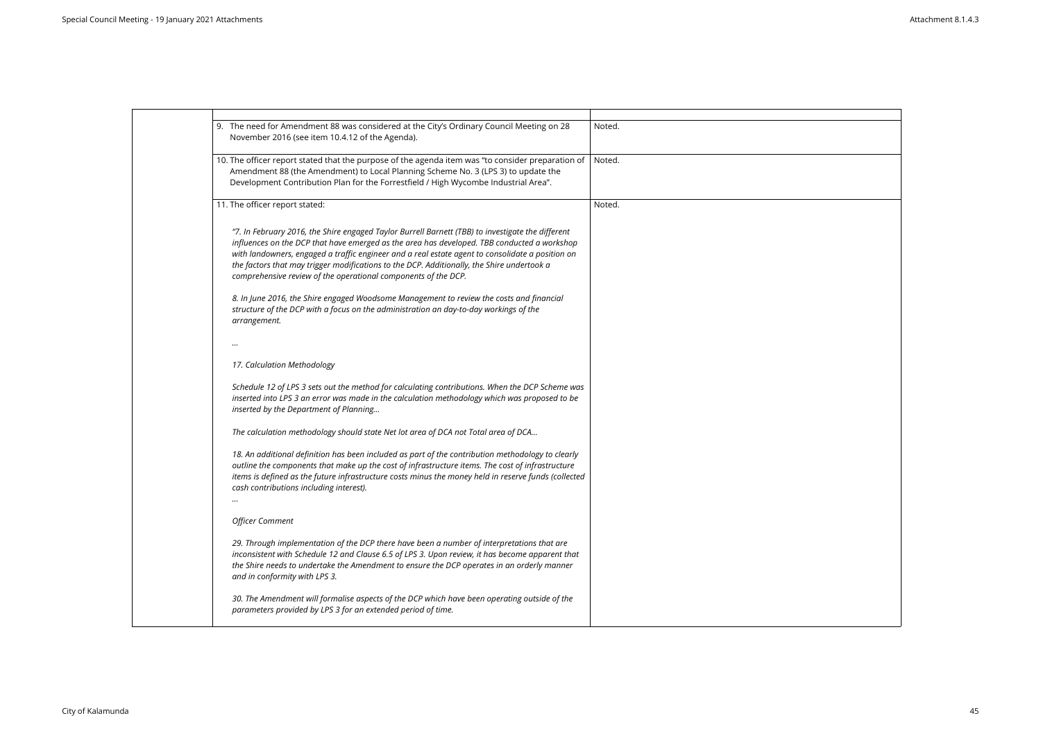| | | |
|---|---|---|
| | | |
| | 9. The need for Amendment 88 was considered at the City's Ordinary Council Meeting on 28 November 2016 (see item 10.4.12 of the Agenda). | Noted. |
| | 10. The officer report stated that the purpose of the agenda item was "to consider preparation of Amendment 88 (the Amendment) to Local Planning Scheme No. 3 (LPS 3) to update the Development Contribution Plan for the Forrestfield / High Wycombe Industrial Area". | Noted. |
| | 11. The officer report stated:<br><br>*"7. In February 2016, the Shire engaged Taylor Burrell Barnett (TBB) to investigate the different influences on the DCP that have emerged as the area has developed. TBB conducted a workshop with landowners, engaged a traffic engineer and a real estate agent to consolidate a position on the factors that may trigger modifications to the DCP. Additionally, the Shire undertook a comprehensive review of the operational components of the DCP.*<br><br>*8. In June 2016, the Shire engaged Woodsome Management to review the costs and financial structure of the DCP with a focus on the administration an day-to-day workings of the arrangement.*<br><br>*…*<br><br>*17. Calculation Methodology*<br><br>*Schedule 12 of LPS 3 sets out the method for calculating contributions. When the DCP Scheme was inserted into LPS 3 an error was made in the calculation methodology which was proposed to be inserted by the Department of Planning…*<br><br>*The calculation methodology should state Net lot area of DCA not Total area of DCA…*<br><br>*18. An additional definition has been included as part of the contribution methodology to clearly outline the components that make up the cost of infrastructure items. The cost of infrastructure items is defined as the future infrastructure costs minus the money held in reserve funds (collected cash contributions including interest).*<br>*…*<br><br>*Officer Comment*<br><br>*29. Through implementation of the DCP there have been a number of interpretations that are inconsistent with Schedule 12 and Clause 6.5 of LPS 3. Upon review, it has become apparent that the Shire needs to undertake the Amendment to ensure the DCP operates in an orderly manner and in conformity with LPS 3.*<br><br>*30. The Amendment will formalise aspects of the DCP which have been operating outside of the parameters provided by LPS 3 for an extended period of time.* | Noted. |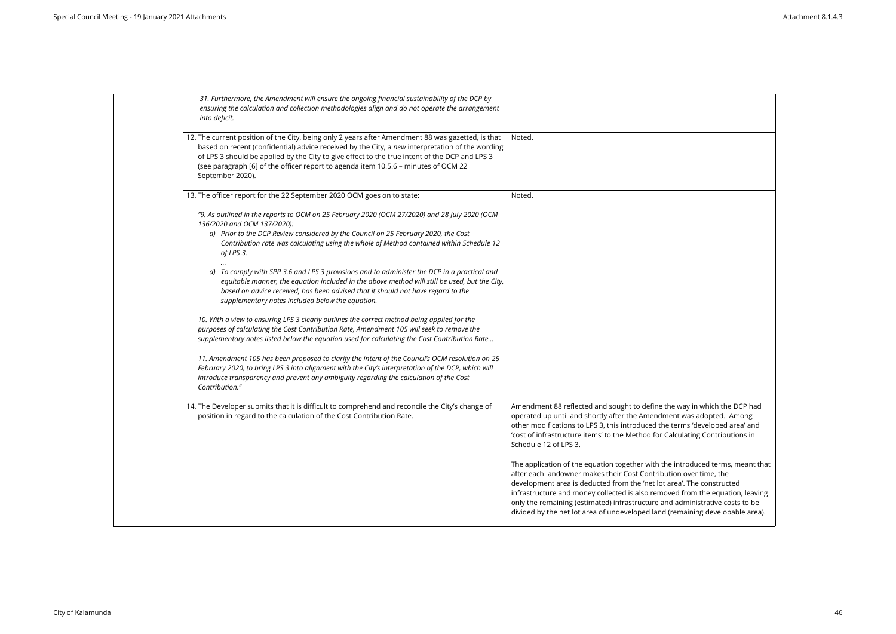| | | |
|---|---|---|
| | *31. Furthermore, the Amendment will ensure the ongoing financial sustainability of the DCP by ensuring the calculation and collection methodologies align and do not operate the arrangement into deficit.* | |
| | 12. The current position of the City, being only 2 years after Amendment 88 was gazetted, is that based on recent (confidential) advice received by the City, a *new* interpretation of the wording of LPS 3 should be applied by the City to give effect to the true intent of the DCP and LPS 3 (see paragraph [6] of the officer report to agenda item 10.5.6 – minutes of OCM 22 September 2020). | Noted. |
| | 13. The officer report for the 22 September 2020 OCM goes on to state:<br><br>*"9. As outlined in the reports to OCM on 25 February 2020 (OCM 27/2020) and 28 July 2020 (OCM 136/2020 and OCM 137/2020):*<br>*a) Prior to the DCP Review considered by the Council on 25 February 2020, the Cost Contribution rate was calculating using the whole of Method contained within Schedule 12 of LPS 3.*<br>*...*<br>*d) To comply with SPP 3.6 and LPS 3 provisions and to administer the DCP in a practical and equitable manner, the equation included in the above method will still be used, but the City, based on advice received, has been advised that it should not have regard to the supplementary notes included below the equation.*<br><br>*10. With a view to ensuring LPS 3 clearly outlines the correct method being applied for the purposes of calculating the Cost Contribution Rate, Amendment 105 will seek to remove the supplementary notes listed below the equation used for calculating the Cost Contribution Rate...*<br><br>*11. Amendment 105 has been proposed to clarify the intent of the Council's OCM resolution on 25 February 2020, to bring LPS 3 into alignment with the City's interpretation of the DCP, which will introduce transparency and prevent any ambiguity regarding the calculation of the Cost Contribution."* | Noted. |
| | 14. The Developer submits that it is difficult to comprehend and reconcile the City's change of position in regard to the calculation of the Cost Contribution Rate. | Amendment 88 reflected and sought to define the way in which the DCP had operated up until and shortly after the Amendment was adopted. Among other modifications to LPS 3, this introduced the terms 'developed area' and 'cost of infrastructure items' to the Method for Calculating Contributions in Schedule 12 of LPS 3.<br><br>The application of the equation together with the introduced terms, meant that after each landowner makes their Cost Contribution over time, the development area is deducted from the 'net lot area'. The constructed infrastructure and money collected is also removed from the equation, leaving only the remaining (estimated) infrastructure and administrative costs to be divided by the net lot area of undeveloped land (remaining developable area). |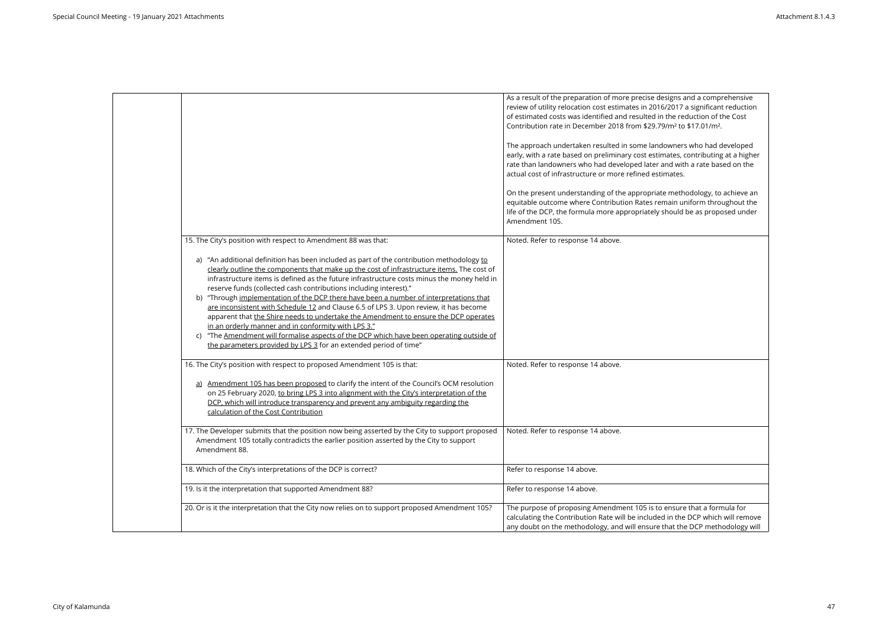| | | |
|---|---|---|
| | | As a result of the preparation of more precise designs and a comprehensive review of utility relocation cost estimates in 2016/2017 a significant reduction of estimated costs was identified and resulted in the reduction of the Cost Contribution rate in December 2018 from $29.79/m² to $17.01/m².<br><br>The approach undertaken resulted in some landowners who had developed early, with a rate based on preliminary cost estimates, contributing at a higher rate than landowners who had developed later and with a rate based on the actual cost of infrastructure or more refined estimates.<br><br>On the present understanding of the appropriate methodology, to achieve an equitable outcome where Contribution Rates remain uniform throughout the life of the DCP, the formula more appropriately should be as proposed under Amendment 105. |
| | 15. The City's position with respect to Amendment 88 was that:<br><br>a) "An additional definition has been included as part of the contribution methodology <u>to clearly outline the components that make up the cost of infrastructure items.</u> The cost of infrastructure items is defined as the future infrastructure costs minus the money held in reserve funds (collected cash contributions including interest)."<br>b) "Through <u>implementation of the DCP there have been a number of interpretations that are inconsistent with Schedule 12</u> and Clause 6.5 of LPS 3. Upon review, it has become apparent that <u>the Shire needs to undertake the Amendment to ensure the DCP operates in an orderly manner and in conformity with LPS 3.</u>"<br>c) "The <u>Amendment will formalise aspects of the DCP which have been operating outside of the parameters provided by LPS 3</u> for an extended period of time" | Noted. Refer to response 14 above. |
| | 16. The City's position with respect to proposed Amendment 105 is that:<br><br><u>a) Amendment 105 has been proposed</u> to clarify the intent of the Council's OCM resolution on 25 February 2020, <u>to bring LPS 3 into alignment with the City's interpretation of the DCP, which will introduce transparency and prevent any ambiguity regarding the calculation of the Cost Contribution</u> | Noted. Refer to response 14 above. |
| | 17. The Developer submits that the position now being asserted by the City to support proposed Amendment 105 totally contradicts the earlier position asserted by the City to support Amendment 88. | Noted. Refer to response 14 above. |
| | 18. Which of the City's interpretations of the DCP is correct? | Refer to response 14 above. |
| | 19. Is it the interpretation that supported Amendment 88? | Refer to response 14 above. |
| | 20. Or is it the interpretation that the City now relies on to support proposed Amendment 105? | The purpose of proposing Amendment 105 is to ensure that a formula for calculating the Contribution Rate will be included in the DCP which will remove any doubt on the methodology, and will ensure that the DCP methodology will |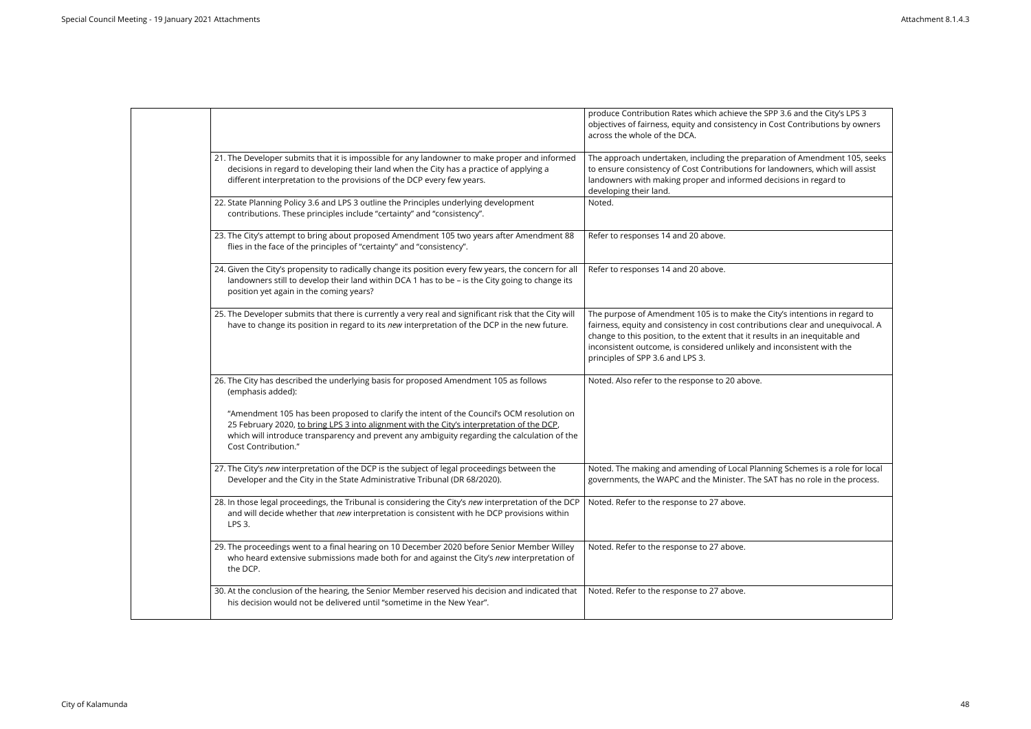| | | |
|---|---|---|
| | | produce Contribution Rates which achieve the SPP 3.6 and the City's LPS 3 objectives of fairness, equity and consistency in Cost Contributions by owners across the whole of the DCA. |
| | 21. The Developer submits that it is impossible for any landowner to make proper and informed decisions in regard to developing their land when the City has a practice of applying a different interpretation to the provisions of the DCP every few years. | The approach undertaken, including the preparation of Amendment 105, seeks to ensure consistency of Cost Contributions for landowners, which will assist landowners with making proper and informed decisions in regard to developing their land. |
| | 22. State Planning Policy 3.6 and LPS 3 outline the Principles underlying development contributions. These principles include "certainty" and "consistency". | Noted. |
| | 23. The City's attempt to bring about proposed Amendment 105 two years after Amendment 88 flies in the face of the principles of "certainty" and "consistency". | Refer to responses 14 and 20 above. |
| | 24. Given the City's propensity to radically change its position every few years, the concern for all landowners still to develop their land within DCA 1 has to be – is the City going to change its position yet again in the coming years? | Refer to responses 14 and 20 above. |
| | 25. The Developer submits that there is currently a very real and significant risk that the City will have to change its position in regard to its *new* interpretation of the DCP in the new future. | The purpose of Amendment 105 is to make the City's intentions in regard to fairness, equity and consistency in cost contributions clear and unequivocal. A change to this position, to the extent that it results in an inequitable and inconsistent outcome, is considered unlikely and inconsistent with the principles of SPP 3.6 and LPS 3. |
| | 26. The City has described the underlying basis for proposed Amendment 105 as follows (emphasis added):<br><br>"Amendment 105 has been proposed to clarify the intent of the Council's OCM resolution on 25 February 2020, <u>to bring LPS 3 into alignment with the City's interpretation of the DCP</u>, which will introduce transparency and prevent any ambiguity regarding the calculation of the Cost Contribution." | Noted. Also refer to the response to 20 above. |
| | 27. The City's *new* interpretation of the DCP is the subject of legal proceedings between the Developer and the City in the State Administrative Tribunal (DR 68/2020). | Noted. The making and amending of Local Planning Schemes is a role for local governments, the WAPC and the Minister. The SAT has no role in the process. |
| | 28. In those legal proceedings, the Tribunal is considering the City's *new* interpretation of the DCP and will decide whether that *new* interpretation is consistent with he DCP provisions within LPS 3. | Noted. Refer to the response to 27 above. |
| | 29. The proceedings went to a final hearing on 10 December 2020 before Senior Member Willey who heard extensive submissions made both for and against the City's *new* interpretation of the DCP. | Noted. Refer to the response to 27 above. |
| | 30. At the conclusion of the hearing, the Senior Member reserved his decision and indicated that his decision would not be delivered until "sometime in the New Year". | Noted. Refer to the response to 27 above. |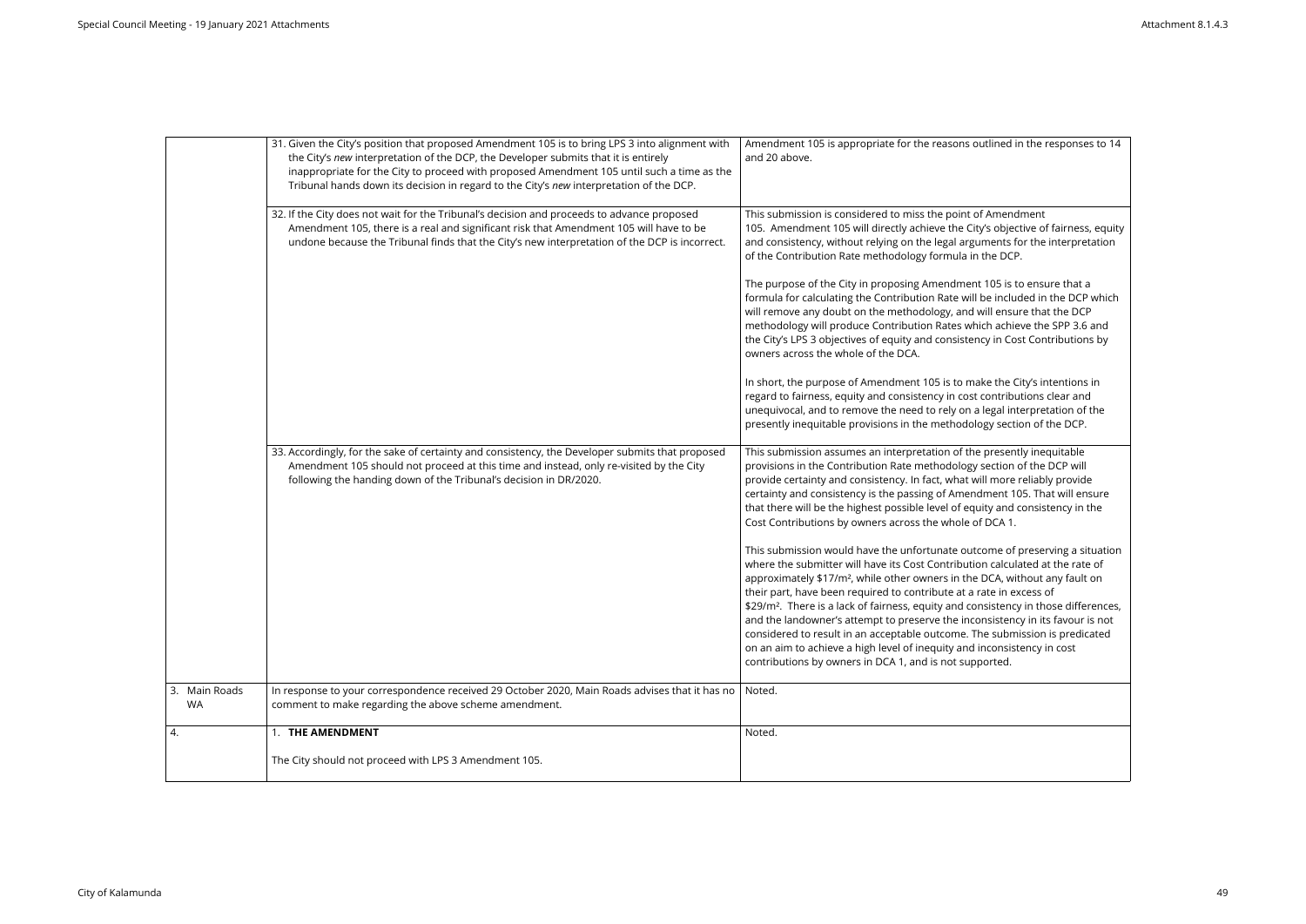| | | |
|---|---|---|
| | 31. Given the City's position that proposed Amendment 105 is to bring LPS 3 into alignment with the City's *new* interpretation of the DCP, the Developer submits that it is entirely inappropriate for the City to proceed with proposed Amendment 105 until such a time as the Tribunal hands down its decision in regard to the City's *new* interpretation of the DCP. | Amendment 105 is appropriate for the reasons outlined in the responses to 14 and 20 above. |
| | 32. If the City does not wait for the Tribunal's decision and proceeds to advance proposed Amendment 105, there is a real and significant risk that Amendment 105 will have to be undone because the Tribunal finds that the City's new interpretation of the DCP is incorrect. | This submission is considered to miss the point of Amendment 105. Amendment 105 will directly achieve the City's objective of fairness, equity and consistency, without relying on the legal arguments for the interpretation of the Contribution Rate methodology formula in the DCP.<br><br>The purpose of the City in proposing Amendment 105 is to ensure that a formula for calculating the Contribution Rate will be included in the DCP which will remove any doubt on the methodology, and will ensure that the DCP methodology will produce Contribution Rates which achieve the SPP 3.6 and the City's LPS 3 objectives of equity and consistency in Cost Contributions by owners across the whole of the DCA.<br><br>In short, the purpose of Amendment 105 is to make the City's intentions in regard to fairness, equity and consistency in cost contributions clear and unequivocal, and to remove the need to rely on a legal interpretation of the presently inequitable provisions in the methodology section of the DCP. |
| | 33. Accordingly, for the sake of certainty and consistency, the Developer submits that proposed Amendment 105 should not proceed at this time and instead, only re-visited by the City following the handing down of the Tribunal's decision in DR/2020. | This submission assumes an interpretation of the presently inequitable provisions in the Contribution Rate methodology section of the DCP will provide certainty and consistency. In fact, what will more reliably provide certainty and consistency is the passing of Amendment 105. That will ensure that there will be the highest possible level of equity and consistency in the Cost Contributions by owners across the whole of DCA 1.<br><br>This submission would have the unfortunate outcome of preserving a situation where the submitter will have its Cost Contribution calculated at the rate of approximately \$17/m², while other owners in the DCA, without any fault on their part, have been required to contribute at a rate in excess of \$29/m². There is a lack of fairness, equity and consistency in those differences, and the landowner's attempt to preserve the inconsistency in its favour is not considered to result in an acceptable outcome. The submission is predicated on an aim to achieve a high level of inequity and inconsistency in cost contributions by owners in DCA 1, and is not supported. |
| 3. Main Roads WA | In response to your correspondence received 29 October 2020, Main Roads advises that it has no comment to make regarding the above scheme amendment. | Noted. |
| 4. | 1. **THE AMENDMENT**<br><br>The City should not proceed with LPS 3 Amendment 105. | Noted. |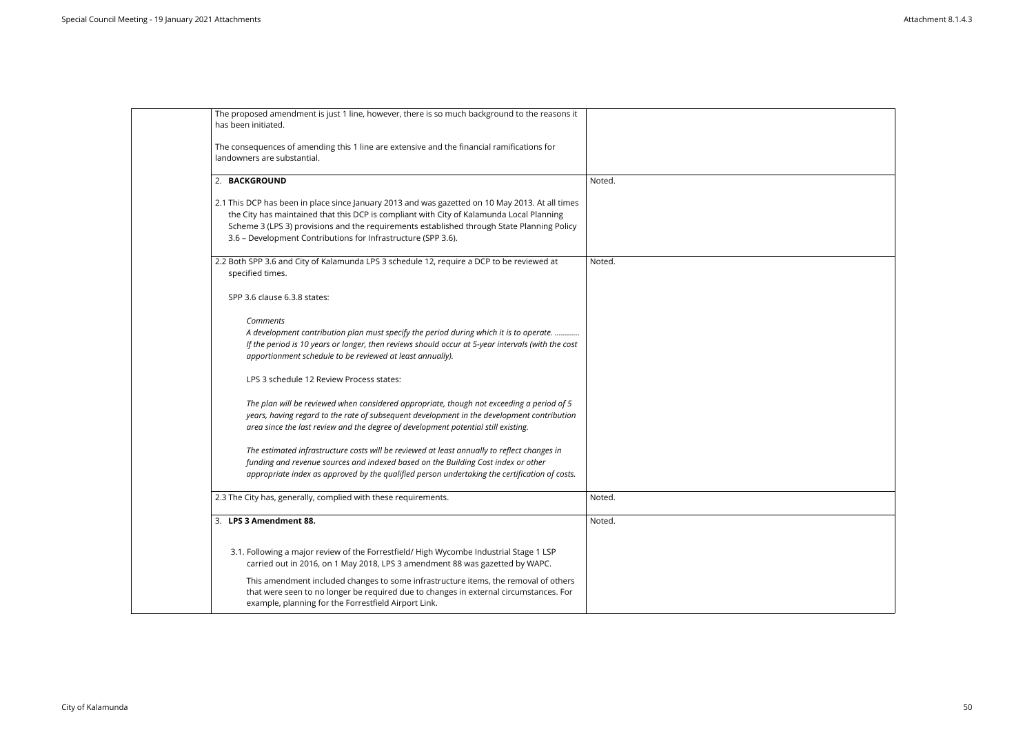| | | |
|---|---|---|
| | The proposed amendment is just 1 line, however, there is so much background to the reasons it has been initiated.<br><br>The consequences of amending this 1 line are extensive and the financial ramifications for landowners are substantial. | |
| | 2. **BACKGROUND**<br><br>2.1 This DCP has been in place since January 2013 and was gazetted on 10 May 2013. At all times the City has maintained that this DCP is compliant with City of Kalamunda Local Planning Scheme 3 (LPS 3) provisions and the requirements established through State Planning Policy 3.6 – Development Contributions for Infrastructure (SPP 3.6). | Noted. |
| | 2.2 Both SPP 3.6 and City of Kalamunda LPS 3 schedule 12, require a DCP to be reviewed at specified times.<br><br>SPP 3.6 clause 6.3.8 states:<br><br>*Comments*<br>*A development contribution plan must specify the period during which it is to operate. ………… If the period is 10 years or longer, then reviews should occur at 5-year intervals (with the cost apportionment schedule to be reviewed at least annually).*<br><br>LPS 3 schedule 12 Review Process states:<br><br>*The plan will be reviewed when considered appropriate, though not exceeding a period of 5 years, having regard to the rate of subsequent development in the development contribution area since the last review and the degree of development potential still existing.*<br><br>*The estimated infrastructure costs will be reviewed at least annually to reflect changes in funding and revenue sources and indexed based on the Building Cost index or other appropriate index as approved by the qualified person undertaking the certification of costs.* | Noted. |
| | 2.3 The City has, generally, complied with these requirements. | Noted. |
| | 3. **LPS 3 Amendment 88.**<br><br>3.1. Following a major review of the Forrestfield/ High Wycombe Industrial Stage 1 LSP carried out in 2016, on 1 May 2018, LPS 3 amendment 88 was gazetted by WAPC.<br><br>This amendment included changes to some infrastructure items, the removal of others that were seen to no longer be required due to changes in external circumstances. For example, planning for the Forrestfield Airport Link. | Noted. |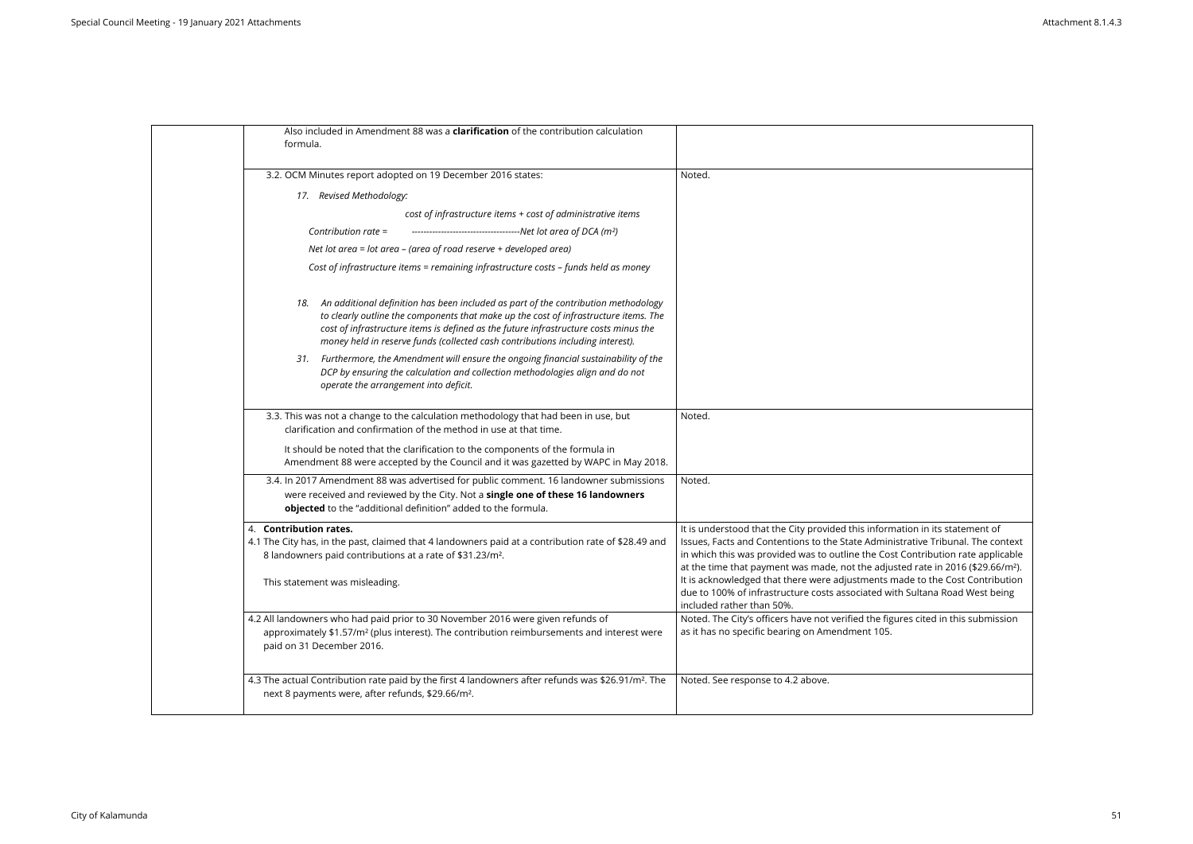| | Submission | Response |
|---|---|---|
| | Also included in Amendment 88 was a **clarification** of the contribution calculation formula. | |
| | 3.2. OCM Minutes report adopted on 19 December 2016 states:<br><br>*17. Revised Methodology:*<br><br>$$\text{Contribution rate} = \frac{\text{cost of infrastructure items + cost of administrative items}}{\text{Net lot area of DCA (m}^2\text{)}}$$<br><br>*Net lot area = lot area – (area of road reserve + developed area)*<br><br>*Cost of infrastructure items = remaining infrastructure costs – funds held as money*<br><br>*18. An additional definition has been included as part of the contribution methodology to clearly outline the components that make up the cost of infrastructure items. The cost of infrastructure items is defined as the future infrastructure costs minus the money held in reserve funds (collected cash contributions including interest).*<br><br>*31. Furthermore, the Amendment will ensure the ongoing financial sustainability of the DCP by ensuring the calculation and collection methodologies align and do not operate the arrangement into deficit.* | Noted. |
| | 3.3. This was not a change to the calculation methodology that had been in use, but clarification and confirmation of the method in use at that time.<br><br>It should be noted that the clarification to the components of the formula in Amendment 88 were accepted by the Council and it was gazetted by WAPC in May 2018. | Noted. |
| | 3.4. In 2017 Amendment 88 was advertised for public comment. 16 landowner submissions were received and reviewed by the City. Not a **single one of these 16 landowners objected** to the "additional definition" added to the formula. | Noted. |
| | 4. **Contribution rates.**<br>4.1 The City has, in the past, claimed that 4 landowners paid at a contribution rate of \$28.49 and 8 landowners paid contributions at a rate of \$31.23/m².<br><br>This statement was misleading. | It is understood that the City provided this information in its statement of Issues, Facts and Contentions to the State Administrative Tribunal. The context in which this was provided was to outline the Cost Contribution rate applicable at the time that payment was made, not the adjusted rate in 2016 (\$29.66/m²). It is acknowledged that there were adjustments made to the Cost Contribution due to 100% of infrastructure costs associated with Sultana Road West being included rather than 50%. |
| | 4.2 All landowners who had paid prior to 30 November 2016 were given refunds of approximately \$1.57/m² (plus interest). The contribution reimbursements and interest were paid on 31 December 2016. | Noted. The City's officers have not verified the figures cited in this submission as it has no specific bearing on Amendment 105. |
| | 4.3 The actual Contribution rate paid by the first 4 landowners after refunds was \$26.91/m². The next 8 payments were, after refunds, \$29.66/m². | Noted. See response to 4.2 above. |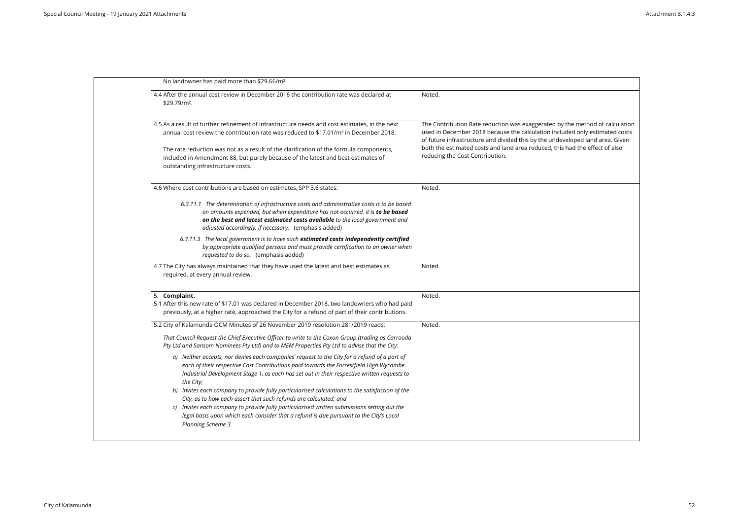|  | No landowner has paid more than \$29.66/m². |  |
| --- | --- | --- |
|  | 4.4 After the annual cost review in December 2016 the contribution rate was declared at \$29.79/m². | Noted. |
|  | 4.5 As a result of further refinement of infrastructure needs and cost estimates, in the next annual cost review the contribution rate was reduced to \$17.01/m² in December 2018.<br><br>The rate reduction was not as a result of the clarification of the formula components, included in Amendment 88, but purely because of the latest and best estimates of outstanding infrastructure costs. | The Contribution Rate reduction was exaggerated by the method of calculation used in December 2018 because the calculation included only estimated costs of future infrastructure and divided this by the undeveloped land area. Given both the estimated costs and land area reduced, this had the effect of also reducing the Cost Contribution. |
|  | 4.6 Where cost contributions are based on estimates, SPP 3.6 states:<br><br>*6.3.11.1 The determination of infrastructure costs and administrative costs is to be based on amounts expended, but when expenditure has not occurred, it is* ***to be based on the best and latest estimated costs available*** *to the local government and adjusted accordingly, if necessary.* (emphasis added)<br><br>*6.3.11.3 The local government is to have such* ***estimated costs independently certified*** *by appropriate qualified persons and must provide certification to an owner when requested to do so.* (emphasis added) | Noted. |
|  | 4.7 The City has always maintained that they have used the latest and best estimates as required, at every annual review. | Noted. |
|  | 5. **Complaint.**<br>5.1 After this new rate of \$17.01 was declared in December 2018, two landowners who had paid previously, at a higher rate, approached the City for a refund of part of their contributions. | Noted. |
|  | 5.2 City of Kalamunda OCM Minutes of 26 November 2019 resolution 281/2019 reads:<br><br>*That Council Request the Chief Executive Officer to write to the Coxon Group (trading as Carrooda Pty Ltd and Sansom Nominees Pty Ltd) and to MEM Properties Pty Ltd to advise that the City:*<br><br>*a) Neither accepts, nor denies each companies' request to the City for a refund of a part of each of their respective Cost Contributions paid towards the Forrestfield High Wycombe Industrial Development Stage 1, as each has set out in their respective written requests to the City;*<br>*b) Invites each company to provide fully particularised calculations to the satisfaction of the City, as to how each assert that such refunds are calculated; and*<br>*c) Invites each company to provide fully particularised written submissions setting out the legal basis upon which each consider that a refund is due pursuant to the City's Local Planning Scheme 3.* | Noted. |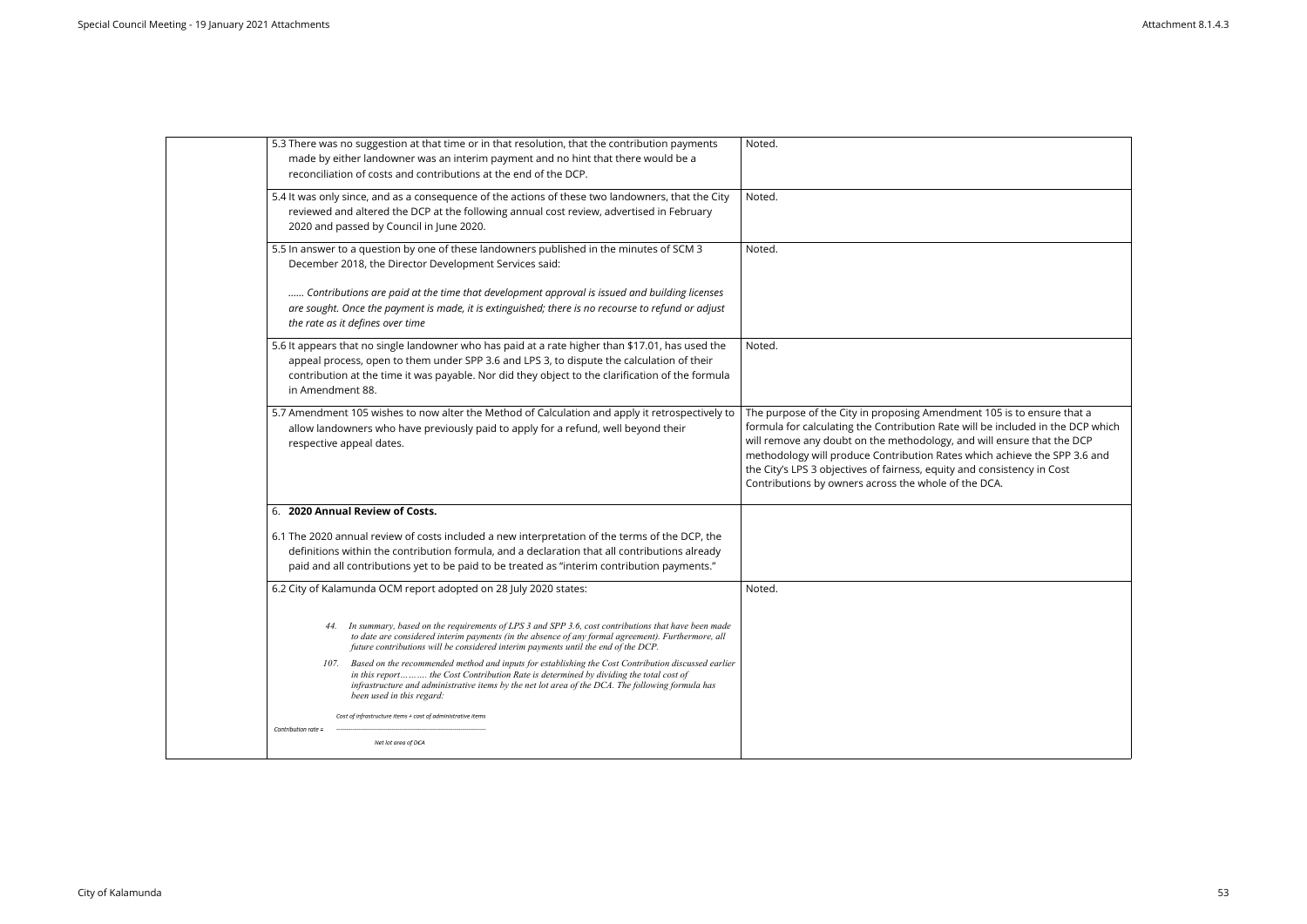| | | |
|---|---|---|
| | 5.3 There was no suggestion at that time or in that resolution, that the contribution payments made by either landowner was an interim payment and no hint that there would be a reconciliation of costs and contributions at the end of the DCP. | Noted. |
| | 5.4 It was only since, and as a consequence of the actions of these two landowners, that the City reviewed and altered the DCP at the following annual cost review, advertised in February 2020 and passed by Council in June 2020. | Noted. |
| | 5.5 In answer to a question by one of these landowners published in the minutes of SCM 3 December 2018, the Director Development Services said:<br><br>*...... Contributions are paid at the time that development approval is issued and building licenses are sought. Once the payment is made, it is extinguished; there is no recourse to refund or adjust the rate as it defines over time* | Noted. |
| | 5.6 It appears that no single landowner who has paid at a rate higher than $17.01, has used the appeal process, open to them under SPP 3.6 and LPS 3, to dispute the calculation of their contribution at the time it was payable. Nor did they object to the clarification of the formula in Amendment 88. | Noted. |
| | 5.7 Amendment 105 wishes to now alter the Method of Calculation and apply it retrospectively to allow landowners who have previously paid to apply for a refund, well beyond their respective appeal dates. | The purpose of the City in proposing Amendment 105 is to ensure that a formula for calculating the Contribution Rate will be included in the DCP which will remove any doubt on the methodology, and will ensure that the DCP methodology will produce Contribution Rates which achieve the SPP 3.6 and the City's LPS 3 objectives of fairness, equity and consistency in Cost Contributions by owners across the whole of the DCA. |
| | 6. **2020 Annual Review of Costs.**<br><br>6.1 The 2020 annual review of costs included a new interpretation of the terms of the DCP, the definitions within the contribution formula, and a declaration that all contributions already paid and all contributions yet to be paid to be treated as "interim contribution payments." | |
| | 6.2 City of Kalamunda OCM report adopted on 28 July 2020 states:<br><br>*44. In summary, based on the requirements of LPS 3 and SPP 3.6, cost contributions that have been made to date are considered interim payments (in the absence of any formal agreement). Furthermore, all future contributions will be considered interim payments until the end of the DCP.*<br><br>*107. Based on the recommended method and inputs for establishing the Cost Contribution discussed earlier in this report……… the Cost Contribution Rate is determined by dividing the total cost of infrastructure and administrative items by the net lot area of the DCA. The following formula has been used in this regard:*<br><br>$$\text{Contribution rate} = \frac{\text{Cost of infrastructure items} + \text{cost of administrative items}}{\text{Net lot area of DCA}}$$ | Noted. |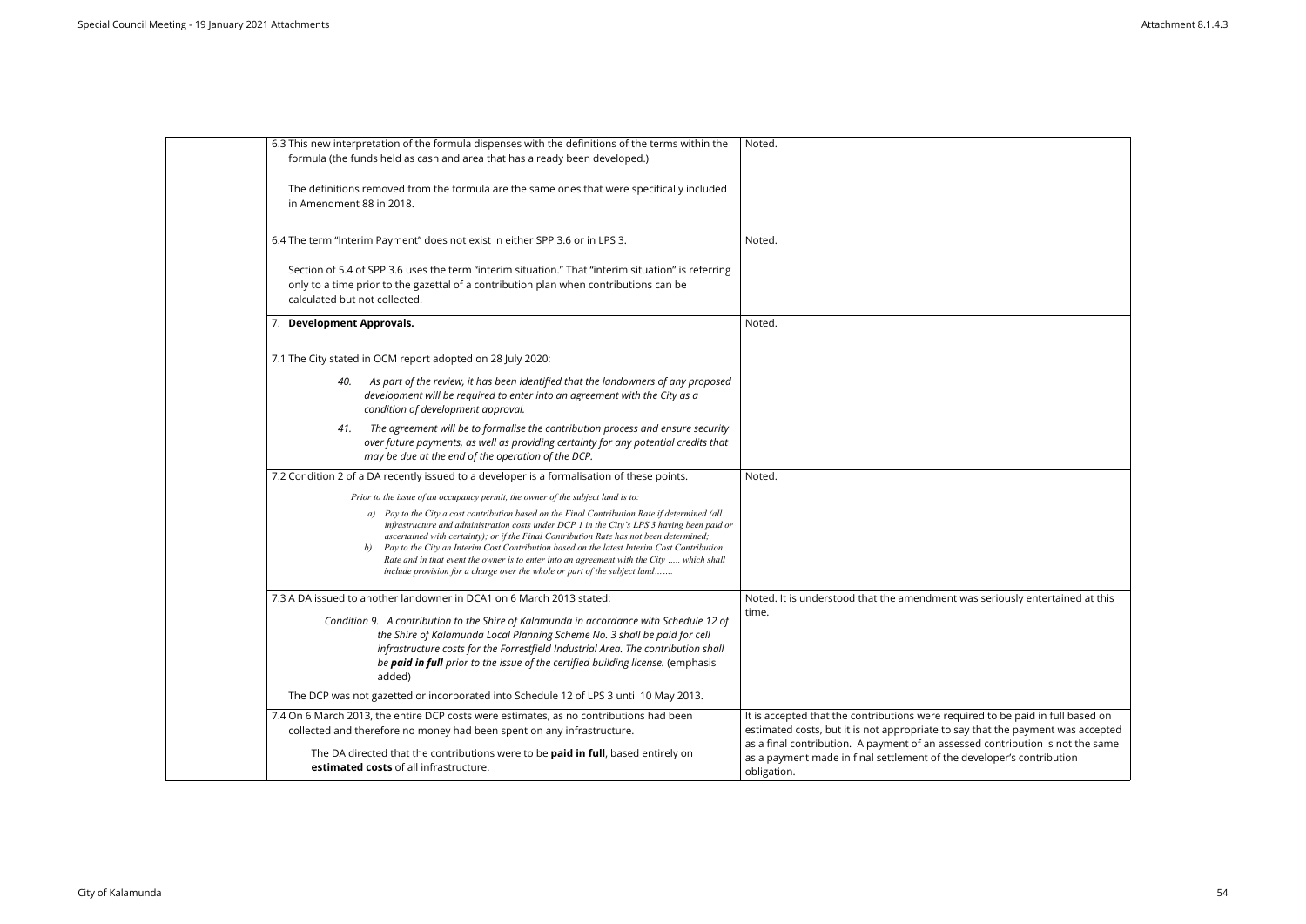| | | |
|---|---|---|
| | 6.3 This new interpretation of the formula dispenses with the definitions of the terms within the formula (the funds held as cash and area that has already been developed.)<br><br>The definitions removed from the formula are the same ones that were specifically included in Amendment 88 in 2018. | Noted. |
| | 6.4 The term "Interim Payment" does not exist in either SPP 3.6 or in LPS 3.<br><br>Section of 5.4 of SPP 3.6 uses the term "interim situation." That "interim situation" is referring only to a time prior to the gazettal of a contribution plan when contributions can be calculated but not collected. | Noted. |
| | 7. **Development Approvals.**<br><br>7.1 The City stated in OCM report adopted on 28 July 2020:<br><br>*40. As part of the review, it has been identified that the landowners of any proposed development will be required to enter into an agreement with the City as a condition of development approval.*<br><br>*41. The agreement will be to formalise the contribution process and ensure security over future payments, as well as providing certainty for any potential credits that may be due at the end of the operation of the DCP.* | Noted. |
| | 7.2 Condition 2 of a DA recently issued to a developer is a formalisation of these points.<br><br>*Prior to the issue of an occupancy permit, the owner of the subject land is to:*<br><br>*a) Pay to the City a cost contribution based on the Final Contribution Rate if determined (all infrastructure and administration costs under DCP 1 in the City's LPS 3 having been paid or ascertained with certainty); or if the Final Contribution Rate has not been determined;*<br>*b) Pay to the City an Interim Cost Contribution based on the latest Interim Cost Contribution Rate and in that event the owner is to enter into an agreement with the City ….. which shall include provision for a charge over the whole or part of the subject land…….* | Noted. |
| | 7.3 A DA issued to another landowner in DCA1 on 6 March 2013 stated:<br><br>*Condition 9. A contribution to the Shire of Kalamunda in accordance with Schedule 12 of the Shire of Kalamunda Local Planning Scheme No. 3 shall be paid for cell infrastructure costs for the Forrestfield Industrial Area. The contribution shall be* ***paid in full*** *prior to the issue of the certified building license.* (emphasis added)<br><br>The DCP was not gazetted or incorporated into Schedule 12 of LPS 3 until 10 May 2013. | Noted. It is understood that the amendment was seriously entertained at this time. |
| | 7.4 On 6 March 2013, the entire DCP costs were estimates, as no contributions had been collected and therefore no money had been spent on any infrastructure.<br><br>The DA directed that the contributions were to be **paid in full**, based entirely on **estimated costs** of all infrastructure. | It is accepted that the contributions were required to be paid in full based on estimated costs, but it is not appropriate to say that the payment was accepted as a final contribution. A payment of an assessed contribution is not the same as a payment made in final settlement of the developer's contribution obligation. |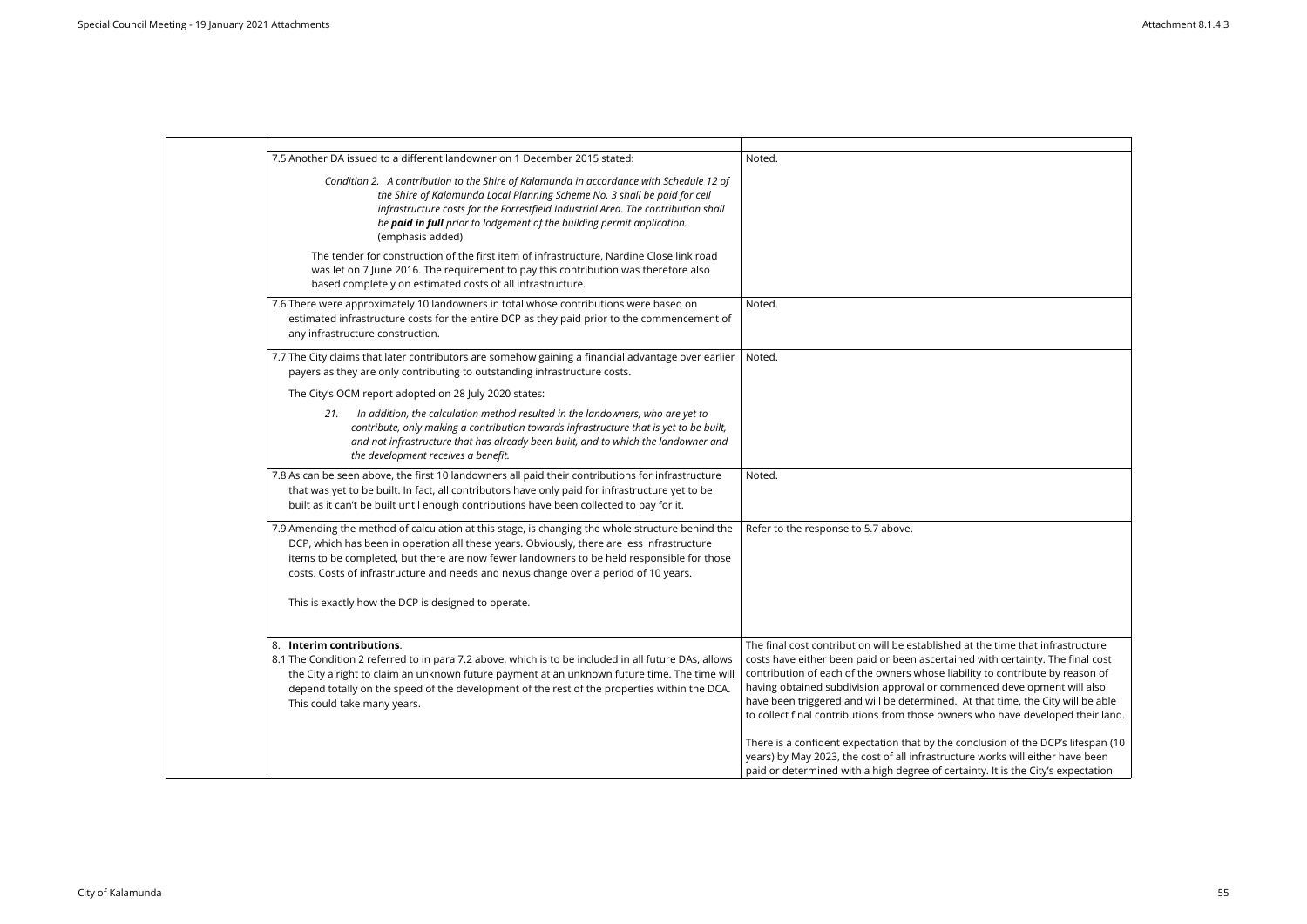| | |
|---|---|
| 7.5 Another DA issued to a different landowner on 1 December 2015 stated:<br><br>*Condition 2. A contribution to the Shire of Kalamunda in accordance with Schedule 12 of the Shire of Kalamunda Local Planning Scheme No. 3 shall be paid for cell infrastructure costs for the Forrestfield Industrial Area. The contribution shall be **paid in full** prior to lodgement of the building permit application.* (emphasis added)<br><br>The tender for construction of the first item of infrastructure, Nardine Close link road was let on 7 June 2016. The requirement to pay this contribution was therefore also based completely on estimated costs of all infrastructure. | Noted. |
| 7.6 There were approximately 10 landowners in total whose contributions were based on estimated infrastructure costs for the entire DCP as they paid prior to the commencement of any infrastructure construction. | Noted. |
| 7.7 The City claims that later contributors are somehow gaining a financial advantage over earlier payers as they are only contributing to outstanding infrastructure costs.<br><br>The City's OCM report adopted on 28 July 2020 states:<br><br>*21. In addition, the calculation method resulted in the landowners, who are yet to contribute, only making a contribution towards infrastructure that is yet to be built, and not infrastructure that has already been built, and to which the landowner and the development receives a benefit.* | Noted. |
| 7.8 As can be seen above, the first 10 landowners all paid their contributions for infrastructure that was yet to be built. In fact, all contributors have only paid for infrastructure yet to be built as it can't be built until enough contributions have been collected to pay for it. | Noted. |
| 7.9 Amending the method of calculation at this stage, is changing the whole structure behind the DCP, which has been in operation all these years. Obviously, there are less infrastructure items to be completed, but there are now fewer landowners to be held responsible for those costs. Costs of infrastructure and needs and nexus change over a period of 10 years.<br><br>This is exactly how the DCP is designed to operate. | Refer to the response to 5.7 above. |
| 8. **Interim contributions**.<br>8.1 The Condition 2 referred to in para 7.2 above, which is to be included in all future DAs, allows the City a right to claim an unknown future payment at an unknown future time. The time will depend totally on the speed of the development of the rest of the properties within the DCA. This could take many years. | The final cost contribution will be established at the time that infrastructure costs have either been paid or been ascertained with certainty. The final cost contribution of each of the owners whose liability to contribute by reason of having obtained subdivision approval or commenced development will also have been triggered and will be determined. At that time, the City will be able to collect final contributions from those owners who have developed their land.<br><br>There is a confident expectation that by the conclusion of the DCP's lifespan (10 years) by May 2023, the cost of all infrastructure works will either have been paid or determined with a high degree of certainty. It is the City's expectation |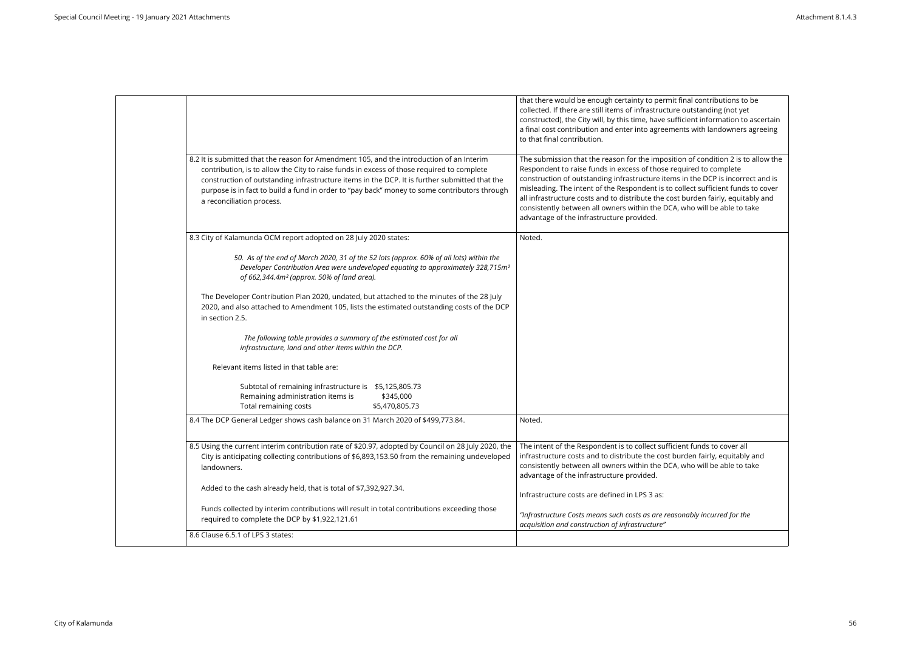| | | |
|---|---|---|
| | | that there would be enough certainty to permit final contributions to be collected. If there are still items of infrastructure outstanding (not yet constructed), the City will, by this time, have sufficient information to ascertain a final cost contribution and enter into agreements with landowners agreeing to that final contribution. |
| | 8.2 It is submitted that the reason for Amendment 105, and the introduction of an Interim contribution, is to allow the City to raise funds in excess of those required to complete construction of outstanding infrastructure items in the DCP. It is further submitted that the purpose is in fact to build a fund in order to "pay back" money to some contributors through a reconciliation process. | The submission that the reason for the imposition of condition 2 is to allow the Respondent to raise funds in excess of those required to complete construction of outstanding infrastructure items in the DCP is incorrect and is misleading. The intent of the Respondent is to collect sufficient funds to cover all infrastructure costs and to distribute the cost burden fairly, equitably and consistently between all owners within the DCA, who will be able to take advantage of the infrastructure provided. |
| | 8.3 City of Kalamunda OCM report adopted on 28 July 2020 states:<br><br>*50. As of the end of March 2020, 31 of the 52 lots (approx. 60% of all lots) within the Developer Contribution Area were undeveloped equating to approximately 328,715m² of 662,344.4m² (approx. 50% of land area).*<br><br>The Developer Contribution Plan 2020, undated, but attached to the minutes of the 28 July 2020, and also attached to Amendment 105, lists the estimated outstanding costs of the DCP in section 2.5.<br><br>*The following table provides a summary of the estimated cost for all infrastructure, land and other items within the DCP.*<br><br>Relevant items listed in that table are:<br><br>Subtotal of remaining infrastructure is $5,125,805.73<br>Remaining administration items is $345,000<br>Total remaining costs $5,470,805.73 | Noted. |
| | 8.4 The DCP General Ledger shows cash balance on 31 March 2020 of $499,773.84. | Noted. |
| | 8.5 Using the current interim contribution rate of $20.97, adopted by Council on 28 July 2020, the City is anticipating collecting contributions of $6,893,153.50 from the remaining undeveloped landowners.<br><br>Added to the cash already held, that is total of $7,392,927.34.<br><br>Funds collected by interim contributions will result in total contributions exceeding those required to complete the DCP by $1,922,121.61 | The intent of the Respondent is to collect sufficient funds to cover all infrastructure costs and to distribute the cost burden fairly, equitably and consistently between all owners within the DCA, who will be able to take advantage of the infrastructure provided.<br><br>Infrastructure costs are defined in LPS 3 as:<br><br>*"Infrastructure Costs means such costs as are reasonably incurred for the acquisition and construction of infrastructure"* |
| | 8.6 Clause 6.5.1 of LPS 3 states: | |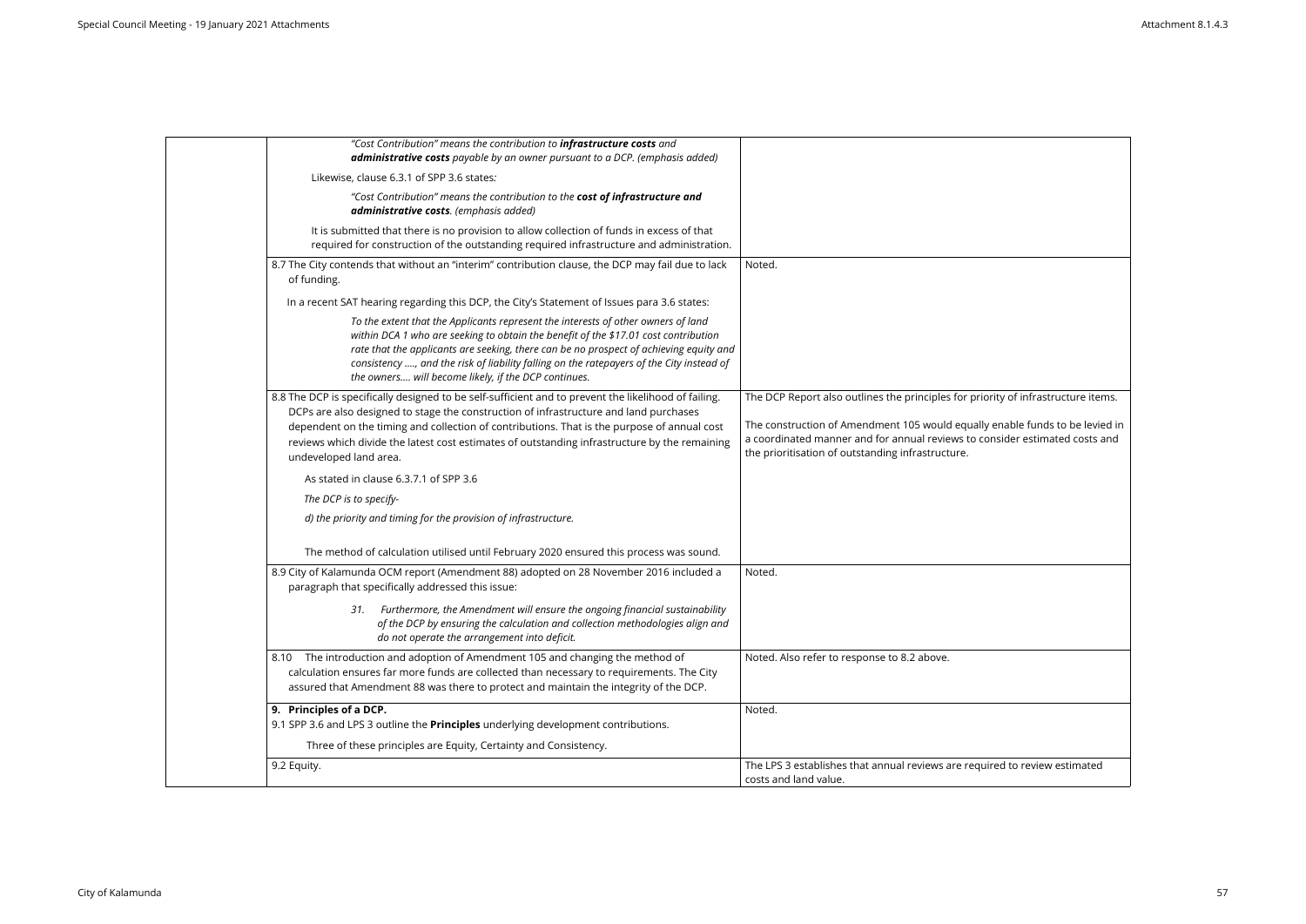| | | |
|---|---|---|
| | *"Cost Contribution" means the contribution to **infrastructure costs** and **administrative costs** payable by an owner pursuant to a DCP. (emphasis added)*<br><br>Likewise, clause 6.3.1 of SPP 3.6 states:<br><br>*"Cost Contribution" means the contribution to the **cost of infrastructure and administrative costs**. (emphasis added)*<br><br>It is submitted that there is no provision to allow collection of funds in excess of that required for construction of the outstanding required infrastructure and administration. | |
| | 8.7 The City contends that without an "interim" contribution clause, the DCP may fail due to lack of funding.<br><br>In a recent SAT hearing regarding this DCP, the City's Statement of Issues para 3.6 states:<br><br>*To the extent that the Applicants represent the interests of other owners of land within DCA 1 who are seeking to obtain the benefit of the $17.01 cost contribution rate that the applicants are seeking, there can be no prospect of achieving equity and consistency …., and the risk of liability falling on the ratepayers of the City instead of the owners…. will become likely, if the DCP continues.* | Noted. |
| | 8.8 The DCP is specifically designed to be self-sufficient and to prevent the likelihood of failing. DCPs are also designed to stage the construction of infrastructure and land purchases dependent on the timing and collection of contributions. That is the purpose of annual cost reviews which divide the latest cost estimates of outstanding infrastructure by the remaining undeveloped land area.<br><br>As stated in clause 6.3.7.1 of SPP 3.6<br><br>*The DCP is to specify-*<br><br>*d) the priority and timing for the provision of infrastructure.*<br><br>The method of calculation utilised until February 2020 ensured this process was sound. | The DCP Report also outlines the principles for priority of infrastructure items.<br><br>The construction of Amendment 105 would equally enable funds to be levied in a coordinated manner and for annual reviews to consider estimated costs and the prioritisation of outstanding infrastructure. |
| | 8.9 City of Kalamunda OCM report (Amendment 88) adopted on 28 November 2016 included a paragraph that specifically addressed this issue:<br><br>*31. Furthermore, the Amendment will ensure the ongoing financial sustainability of the DCP by ensuring the calculation and collection methodologies align and do not operate the arrangement into deficit.* | Noted. |
| | 8.10 The introduction and adoption of Amendment 105 and changing the method of calculation ensures far more funds are collected than necessary to requirements. The City assured that Amendment 88 was there to protect and maintain the integrity of the DCP. | Noted. Also refer to response to 8.2 above. |
| | **9. Principles of a DCP.**<br>9.1 SPP 3.6 and LPS 3 outline the **Principles** underlying development contributions.<br><br>Three of these principles are Equity, Certainty and Consistency. | Noted. |
| | 9.2 Equity. | The LPS 3 establishes that annual reviews are required to review estimated costs and land value. |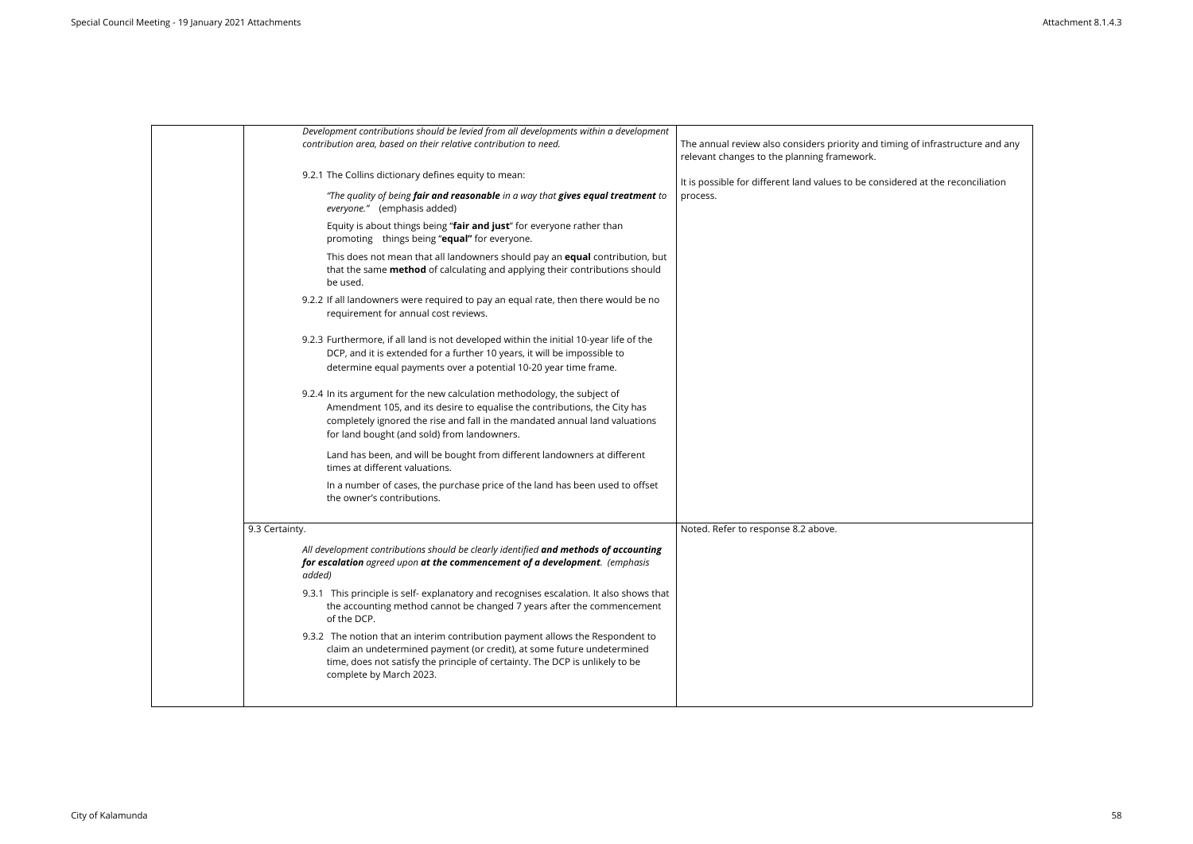| | | |
|---|---|---|
| | *Development contributions should be levied from all developments within a development contribution area, based on their relative contribution to need.*<br><br>9.2.1 The Collins dictionary defines equity to mean:<br><br>*"The quality of being **fair and reasonable** in a way that **gives equal treatment** to everyone."* (emphasis added)<br><br>Equity is about things being "**fair and just**" for everyone rather than promoting things being "**equal"** for everyone.<br><br>This does not mean that all landowners should pay an **equal** contribution, but that the same **method** of calculating and applying their contributions should be used.<br><br>9.2.2 If all landowners were required to pay an equal rate, then there would be no requirement for annual cost reviews.<br><br>9.2.3 Furthermore, if all land is not developed within the initial 10-year life of the DCP, and it is extended for a further 10 years, it will be impossible to determine equal payments over a potential 10-20 year time frame.<br><br>9.2.4 In its argument for the new calculation methodology, the subject of Amendment 105, and its desire to equalise the contributions, the City has completely ignored the rise and fall in the mandated annual land valuations for land bought (and sold) from landowners.<br><br>Land has been, and will be bought from different landowners at different times at different valuations.<br><br>In a number of cases, the purchase price of the land has been used to offset the owner's contributions. | The annual review also considers priority and timing of infrastructure and any relevant changes to the planning framework.<br><br>It is possible for different land values to be considered at the reconciliation process. |
| | 9.3 Certainty.<br><br>*All development contributions should be clearly identified **and methods of accounting for escalation** agreed upon **at the commencement of a development**. (emphasis added)*<br><br>9.3.1 This principle is self- explanatory and recognises escalation. It also shows that the accounting method cannot be changed 7 years after the commencement of the DCP.<br><br>9.3.2 The notion that an interim contribution payment allows the Respondent to claim an undetermined payment (or credit), at some future undetermined time, does not satisfy the principle of certainty. The DCP is unlikely to be complete by March 2023. | Noted. Refer to response 8.2 above. |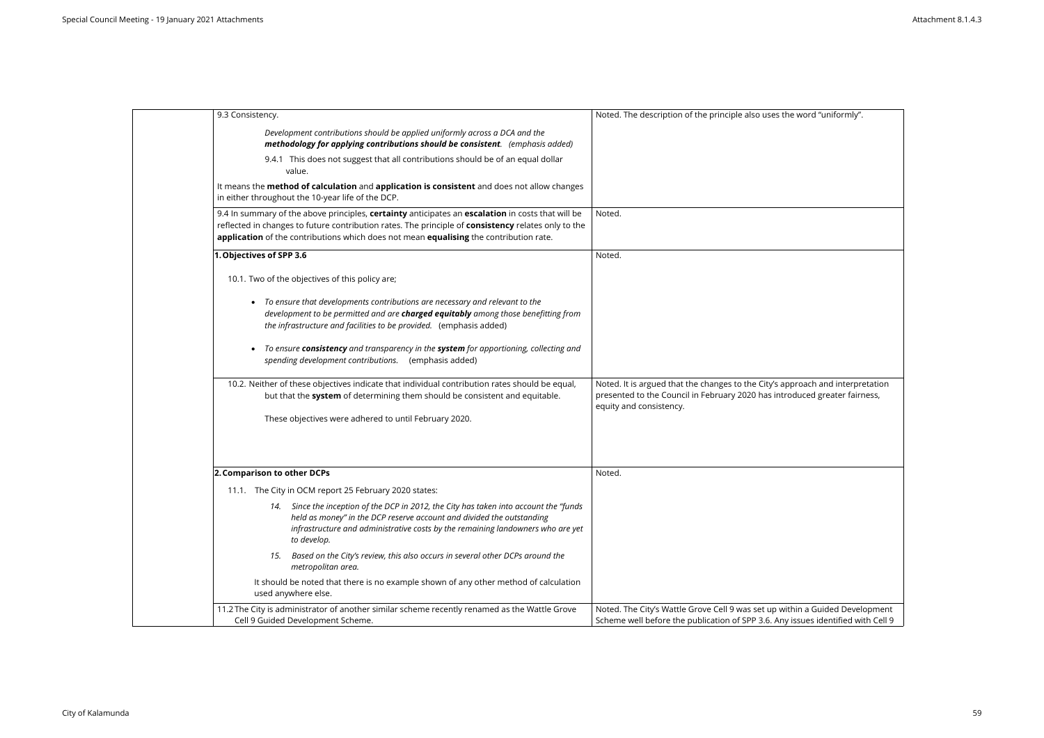| | | |
|---|---|---|
| | 9.3 Consistency.<br><br>*Development contributions should be applied uniformly across a DCA and the **methodology for applying contributions should be consistent**. (emphasis added)*<br><br>9.4.1 This does not suggest that all contributions should be of an equal dollar value.<br><br>It means the **method of calculation** and **application is consistent** and does not allow changes in either throughout the 10-year life of the DCP. | Noted. The description of the principle also uses the word "uniformly". |
| | 9.4 In summary of the above principles, **certainty** anticipates an **escalation** in costs that will be reflected in changes to future contribution rates. The principle of **consistency** relates only to the **application** of the contributions which does not mean **equalising** the contribution rate. | Noted. |
| | **1. Objectives of SPP 3.6**<br><br>10.1. Two of the objectives of this policy are;<br><br>• *To ensure that developments contributions are necessary and relevant to the development to be permitted and are **charged equitably** among those benefitting from the infrastructure and facilities to be provided.* (emphasis added)<br><br>• *To ensure **consistency** and transparency in the **system** for apportioning, collecting and spending development contributions.* (emphasis added) | Noted. |
| | 10.2. Neither of these objectives indicate that individual contribution rates should be equal, but that the **system** of determining them should be consistent and equitable.<br><br>These objectives were adhered to until February 2020. | Noted. It is argued that the changes to the City's approach and interpretation presented to the Council in February 2020 has introduced greater fairness, equity and consistency. |
| | **2. Comparison to other DCPs**<br><br>11.1. The City in OCM report 25 February 2020 states:<br><br>*14. Since the inception of the DCP in 2012, the City has taken into account the "funds held as money" in the DCP reserve account and divided the outstanding infrastructure and administrative costs by the remaining landowners who are yet to develop.*<br><br>*15. Based on the City's review, this also occurs in several other DCPs around the metropolitan area.*<br><br>It should be noted that there is no example shown of any other method of calculation used anywhere else. | Noted. |
| | 11.2 The City is administrator of another similar scheme recently renamed as the Wattle Grove Cell 9 Guided Development Scheme. | Noted. The City's Wattle Grove Cell 9 was set up within a Guided Development Scheme well before the publication of SPP 3.6. Any issues identified with Cell 9 |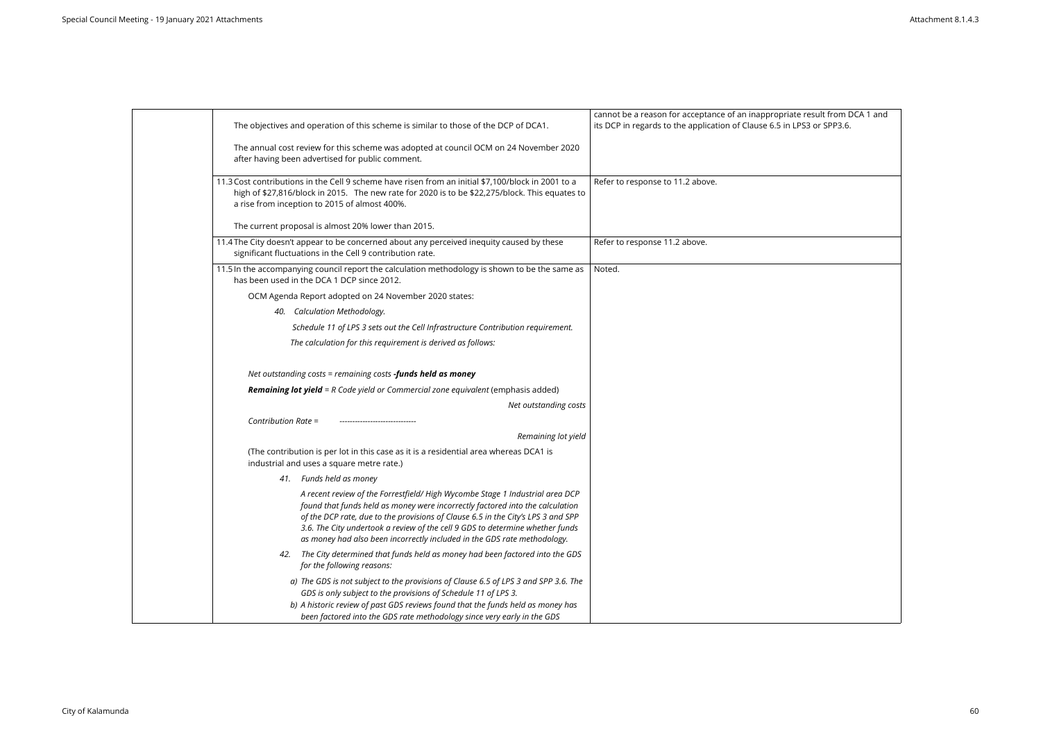| | | |
|---|---|---|
| | The objectives and operation of this scheme is similar to those of the DCP of DCA1.<br><br>The annual cost review for this scheme was adopted at council OCM on 24 November 2020 after having been advertised for public comment. | cannot be a reason for acceptance of an inappropriate result from DCA 1 and its DCP in regards to the application of Clause 6.5 in LPS3 or SPP3.6. |
| | 11.3 Cost contributions in the Cell 9 scheme have risen from an initial $7,100/block in 2001 to a high of $27,816/block in 2015. The new rate for 2020 is to be $22,275/block. This equates to a rise from inception to 2015 of almost 400%.<br><br>The current proposal is almost 20% lower than 2015. | Refer to response to 11.2 above. |
| | 11.4 The City doesn't appear to be concerned about any perceived inequity caused by these significant fluctuations in the Cell 9 contribution rate. | Refer to response 11.2 above. |
| | 11.5 In the accompanying council report the calculation methodology is shown to be the same as has been used in the DCA 1 DCP since 2012.<br><br>OCM Agenda Report adopted on 24 November 2020 states:<br><br>*40. Calculation Methodology.*<br><br>*Schedule 11 of LPS 3 sets out the Cell Infrastructure Contribution requirement.*<br><br>*The calculation for this requirement is derived as follows:*<br><br>*Net outstanding costs = remaining costs **-funds held as money***<br><br>***Remaining lot yield** = R Code yield or Commercial zone equivalent* (emphasis added)<br><br>*Contribution Rate = Net outstanding costs / Remaining lot yield*<br><br>(The contribution is per lot in this case as it is a residential area whereas DCA1 is industrial and uses a square metre rate.)<br><br>*41. Funds held as money*<br><br>*A recent review of the Forrestfield/ High Wycombe Stage 1 Industrial area DCP found that funds held as money were incorrectly factored into the calculation of the DCP rate, due to the provisions of Clause 6.5 in the City's LPS 3 and SPP 3.6. The City undertook a review of the cell 9 GDS to determine whether funds as money had also been incorrectly included in the GDS rate methodology.*<br><br>*42. The City determined that funds held as money had been factored into the GDS for the following reasons:*<br><br>*a) The GDS is not subject to the provisions of Clause 6.5 of LPS 3 and SPP 3.6. The GDS is only subject to the provisions of Schedule 11 of LPS 3.*<br>*b) A historic review of past GDS reviews found that the funds held as money has been factored into the GDS rate methodology since very early in the GDS* | Noted. |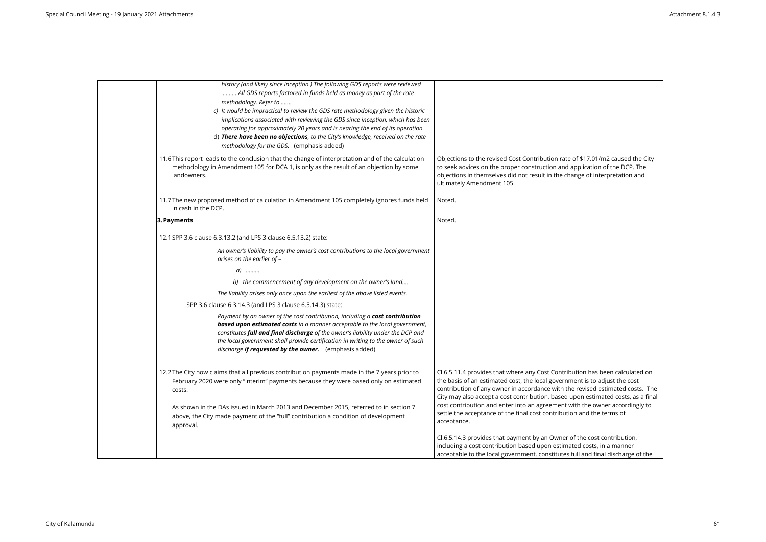| | Submission | Response |
|---|---|---|
| | *history (and likely since inception.) The following GDS reports were reviewed .......... All GDS reports factored in funds held as money as part of the rate methodology. Refer to .......*<br>c) *It would be impractical to review the GDS rate methodology given the historic implications associated with reviewing the GDS since inception, which has been operating for approximately 20 years and is nearing the end of its operation.*<br>d) ***There have been no objections**, to the City's knowledge, received on the rate methodology for the GDS.* (emphasis added) | |
| | 11.6 This report leads to the conclusion that the change of interpretation and of the calculation methodology in Amendment 105 for DCA 1, is only as the result of an objection by some landowners. | Objections to the revised Cost Contribution rate of $17.01/m2 caused the City to seek advices on the proper construction and application of the DCP. The objections in themselves did not result in the change of interpretation and ultimately Amendment 105. |
| | 11.7 The new proposed method of calculation in Amendment 105 completely ignores funds held in cash in the DCP. | Noted. |
| | **3. Payments**<br><br>12.1 SPP 3.6 clause 6.3.13.2 (and LPS 3 clause 6.5.13.2) state:<br><br>*An owner's liability to pay the owner's cost contributions to the local government arises on the earlier of –*<br>*a) .........*<br>*b) the commencement of any development on the owner's land....*<br>*The liability arises only once upon the earliest of the above listed events.*<br><br>SPP 3.6 clause 6.3.14.3 (and LPS 3 clause 6.5.14.3) state:<br><br>*Payment by an owner of the cost contribution, including a **cost contribution based upon estimated costs** in a manner acceptable to the local government, constitutes **full and final discharge** of the owner's liability under the DCP and the local government shall provide certification in writing to the owner of such discharge **if requested by the owner.*** (emphasis added) | Noted. |
| | 12.2 The City now claims that all previous contribution payments made in the 7 years prior to February 2020 were only "interim" payments because they were based only on estimated costs.<br><br>As shown in the DAs issued in March 2013 and December 2015, referred to in section 7 above, the City made payment of the "full" contribution a condition of development approval. | Cl.6.5.11.4 provides that where any Cost Contribution has been calculated on the basis of an estimated cost, the local government is to adjust the cost contribution of any owner in accordance with the revised estimated costs. The City may also accept a cost contribution, based upon estimated costs, as a final cost contribution and enter into an agreement with the owner accordingly to settle the acceptance of the final cost contribution and the terms of acceptance.<br><br>Cl.6.5.14.3 provides that payment by an Owner of the cost contribution, including a cost contribution based upon estimated costs, in a manner acceptable to the local government, constitutes full and final discharge of the |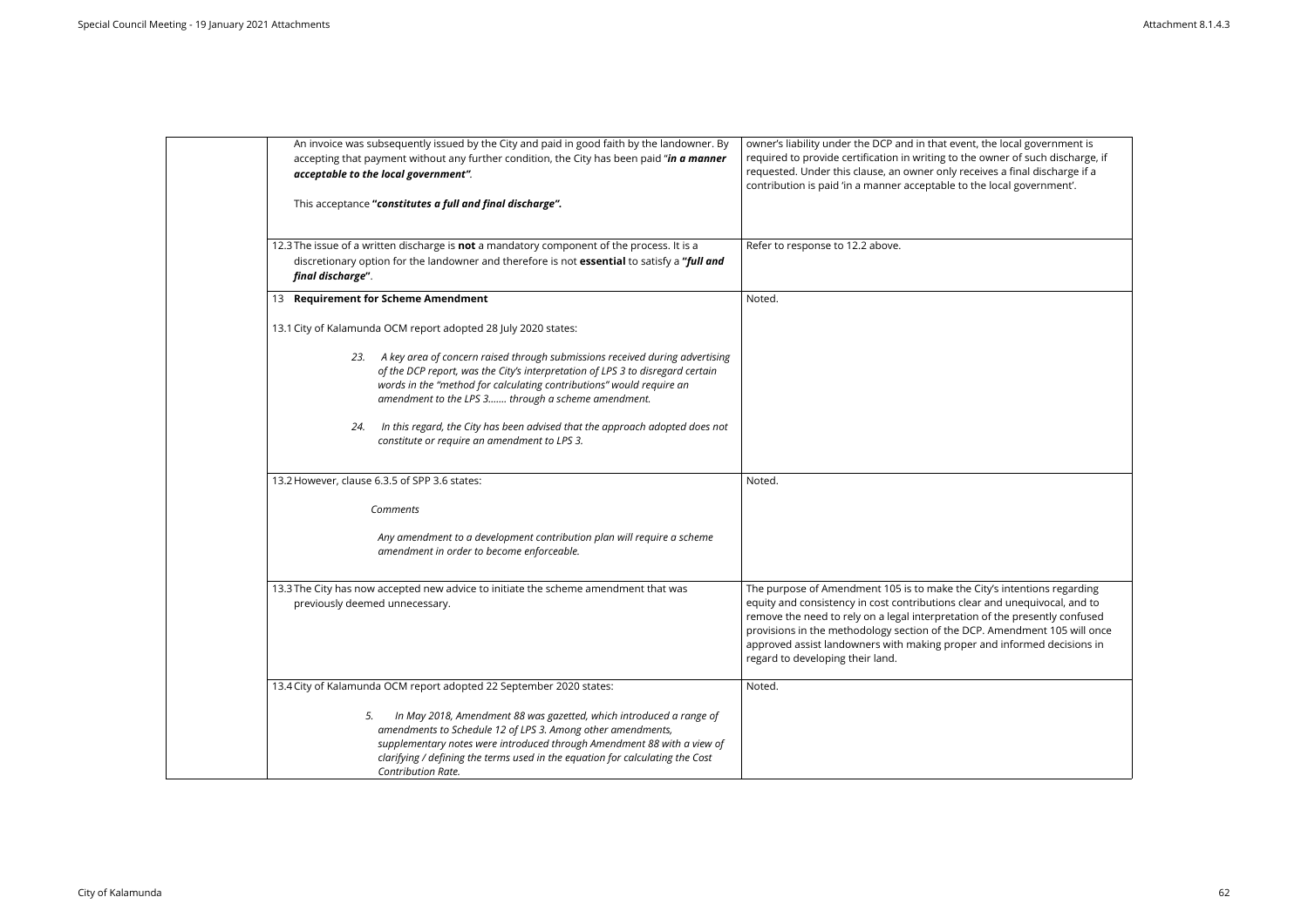| | | |
|---|---|---|
| | An invoice was subsequently issued by the City and paid in good faith by the landowner. By accepting that payment without any further condition, the City has been paid "***in a manner acceptable to the local government"***.<br><br>This acceptance **"*constitutes a full and final discharge"*.** | owner's liability under the DCP and in that event, the local government is required to provide certification in writing to the owner of such discharge, if requested. Under this clause, an owner only receives a final discharge if a contribution is paid 'in a manner acceptable to the local government'. |
| | 12.3 The issue of a written discharge is **not** a mandatory component of the process. It is a discretionary option for the landowner and therefore is not **essential** to satisfy a **"*full and final discharge*"**. | Refer to response to 12.2 above. |
| | 13 **Requirement for Scheme Amendment**<br><br>13.1 City of Kalamunda OCM report adopted 28 July 2020 states:<br><br>*23. A key area of concern raised through submissions received during advertising of the DCP report, was the City's interpretation of LPS 3 to disregard certain words in the "method for calculating contributions" would require an amendment to the LPS 3……. through a scheme amendment.*<br><br>*24. In this regard, the City has been advised that the approach adopted does not constitute or require an amendment to LPS 3.* | Noted. |
| | 13.2 However, clause 6.3.5 of SPP 3.6 states:<br><br>*Comments*<br><br>*Any amendment to a development contribution plan will require a scheme amendment in order to become enforceable.* | Noted. |
| | 13.3 The City has now accepted new advice to initiate the scheme amendment that was previously deemed unnecessary. | The purpose of Amendment 105 is to make the City's intentions regarding equity and consistency in cost contributions clear and unequivocal, and to remove the need to rely on a legal interpretation of the presently confused provisions in the methodology section of the DCP. Amendment 105 will once approved assist landowners with making proper and informed decisions in regard to developing their land. |
| | 13.4 City of Kalamunda OCM report adopted 22 September 2020 states:<br><br>*5. In May 2018, Amendment 88 was gazetted, which introduced a range of amendments to Schedule 12 of LPS 3. Among other amendments, supplementary notes were introduced through Amendment 88 with a view of clarifying / defining the terms used in the equation for calculating the Cost Contribution Rate.* | Noted. |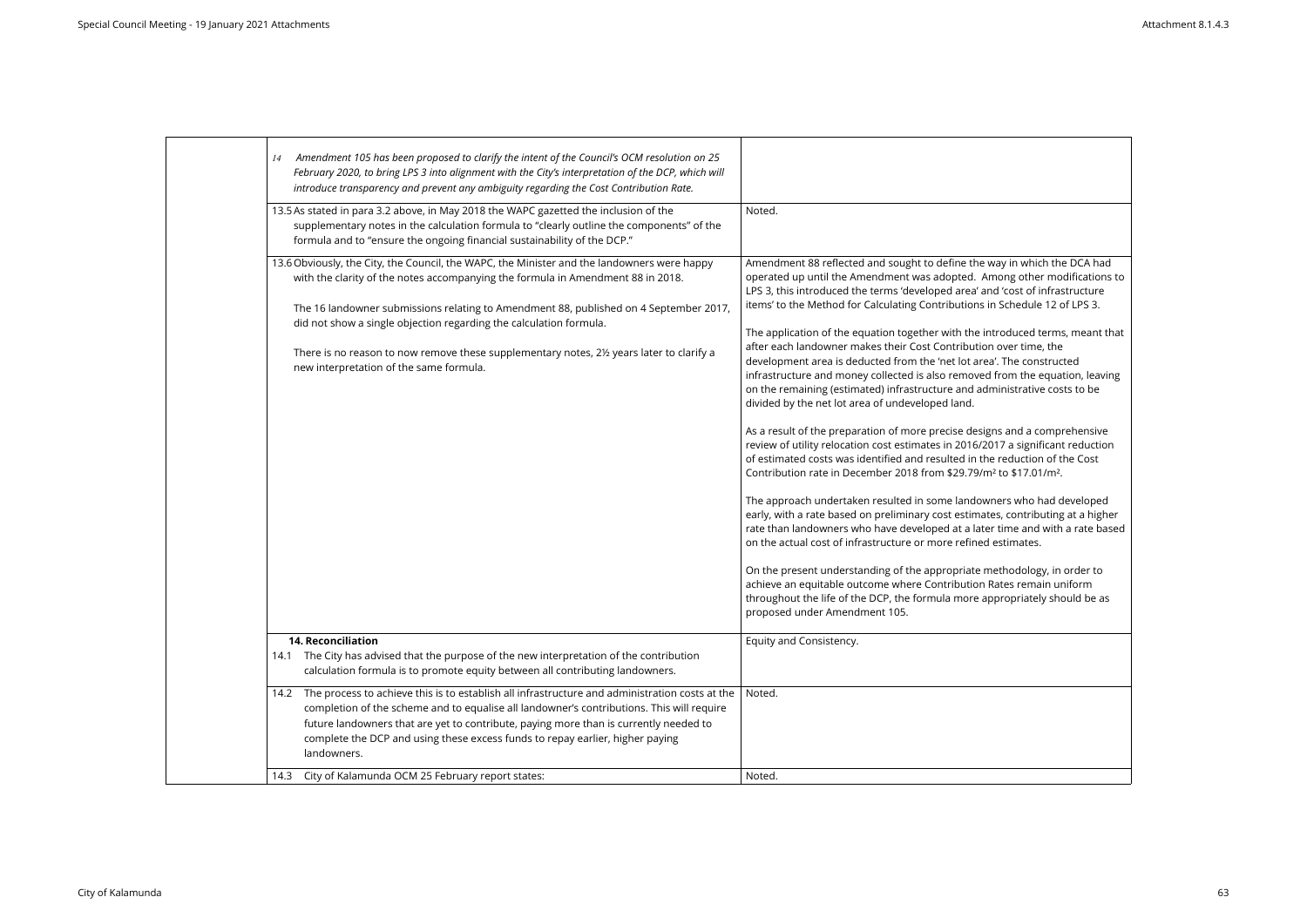| | | |
|---|---|---|
| | *14 Amendment 105 has been proposed to clarify the intent of the Council's OCM resolution on 25 February 2020, to bring LPS 3 into alignment with the City's interpretation of the DCP, which will introduce transparency and prevent any ambiguity regarding the Cost Contribution Rate.* | |
| | 13.5 As stated in para 3.2 above, in May 2018 the WAPC gazetted the inclusion of the supplementary notes in the calculation formula to "clearly outline the components" of the formula and to "ensure the ongoing financial sustainability of the DCP." | Noted. |
| | 13.6 Obviously, the City, the Council, the WAPC, the Minister and the landowners were happy with the clarity of the notes accompanying the formula in Amendment 88 in 2018.<br><br>The 16 landowner submissions relating to Amendment 88, published on 4 September 2017, did not show a single objection regarding the calculation formula.<br><br>There is no reason to now remove these supplementary notes, 2½ years later to clarify a new interpretation of the same formula. | Amendment 88 reflected and sought to define the way in which the DCA had operated up until the Amendment was adopted. Among other modifications to LPS 3, this introduced the terms 'developed area' and 'cost of infrastructure items' to the Method for Calculating Contributions in Schedule 12 of LPS 3.<br><br>The application of the equation together with the introduced terms, meant that after each landowner makes their Cost Contribution over time, the development area is deducted from the 'net lot area'. The constructed infrastructure and money collected is also removed from the equation, leaving on the remaining (estimated) infrastructure and administrative costs to be divided by the net lot area of undeveloped land.<br><br>As a result of the preparation of more precise designs and a comprehensive review of utility relocation cost estimates in 2016/2017 a significant reduction of estimated costs was identified and resulted in the reduction of the Cost Contribution rate in December 2018 from \$29.79/m² to \$17.01/m².<br><br>The approach undertaken resulted in some landowners who had developed early, with a rate based on preliminary cost estimates, contributing at a higher rate than landowners who have developed at a later time and with a rate based on the actual cost of infrastructure or more refined estimates.<br><br>On the present understanding of the appropriate methodology, in order to achieve an equitable outcome where Contribution Rates remain uniform throughout the life of the DCP, the formula more appropriately should be as proposed under Amendment 105. |
| | **14. Reconciliation**<br>14.1 The City has advised that the purpose of the new interpretation of the contribution calculation formula is to promote equity between all contributing landowners. | Equity and Consistency. |
| | 14.2 The process to achieve this is to establish all infrastructure and administration costs at the completion of the scheme and to equalise all landowner's contributions. This will require future landowners that are yet to contribute, paying more than is currently needed to complete the DCP and using these excess funds to repay earlier, higher paying landowners. | Noted. |
| | 14.3 City of Kalamunda OCM 25 February report states: | Noted. |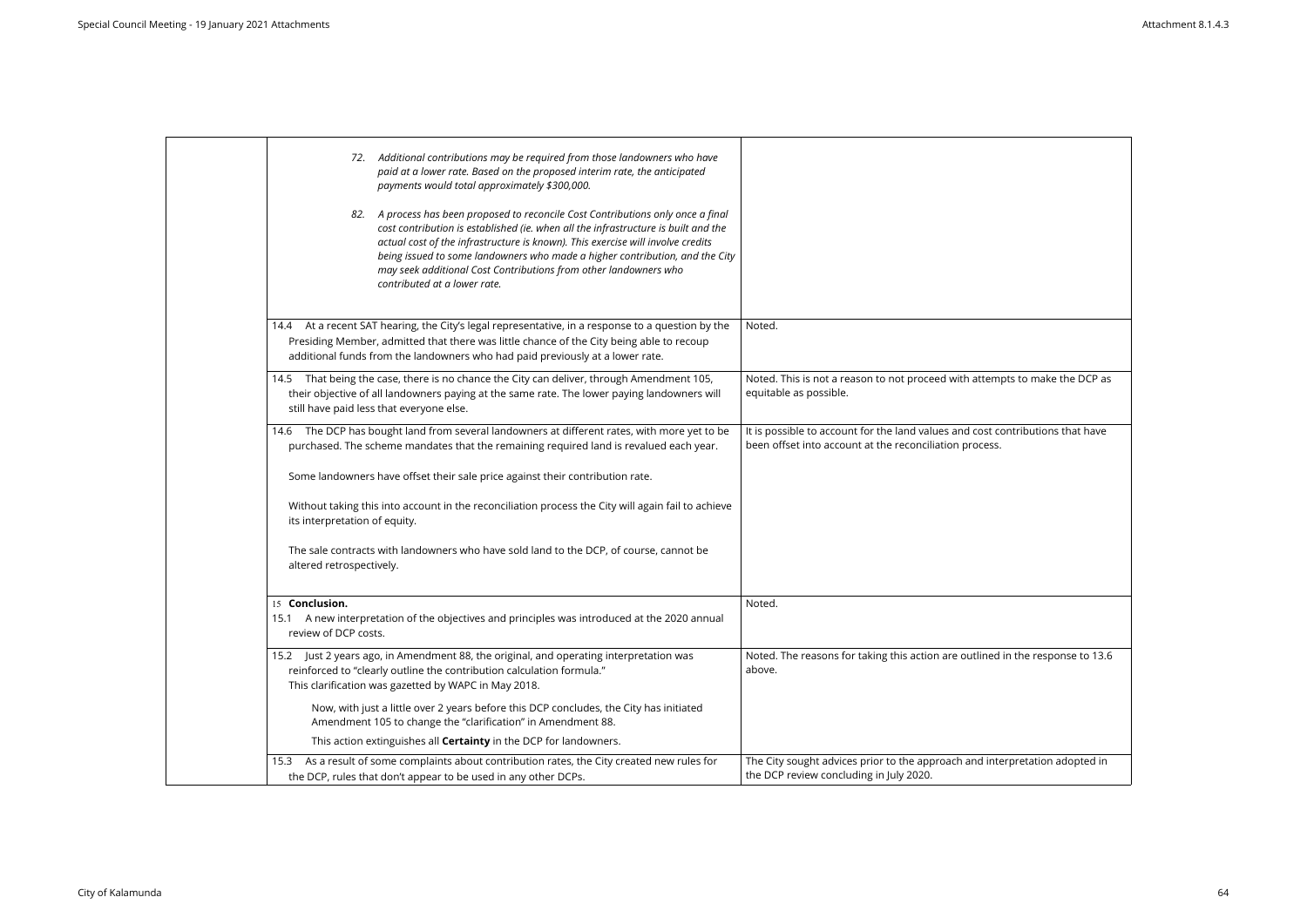| | Submission | Response |
|---|---|---|
| | *72. Additional contributions may be required from those landowners who have paid at a lower rate. Based on the proposed interim rate, the anticipated payments would total approximately $300,000.*<br><br>*82. A process has been proposed to reconcile Cost Contributions only once a final cost contribution is established (ie. when all the infrastructure is built and the actual cost of the infrastructure is known). This exercise will involve credits being issued to some landowners who made a higher contribution, and the City may seek additional Cost Contributions from other landowners who contributed at a lower rate.* | |
| | 14.4 At a recent SAT hearing, the City's legal representative, in a response to a question by the Presiding Member, admitted that there was little chance of the City being able to recoup additional funds from the landowners who had paid previously at a lower rate. | Noted. |
| | 14.5 That being the case, there is no chance the City can deliver, through Amendment 105, their objective of all landowners paying at the same rate. The lower paying landowners will still have paid less that everyone else. | Noted. This is not a reason to not proceed with attempts to make the DCP as equitable as possible. |
| | 14.6 The DCP has bought land from several landowners at different rates, with more yet to be purchased. The scheme mandates that the remaining required land is revalued each year.<br><br>Some landowners have offset their sale price against their contribution rate.<br><br>Without taking this into account in the reconciliation process the City will again fail to achieve its interpretation of equity.<br><br>The sale contracts with landowners who have sold land to the DCP, of course, cannot be altered retrospectively. | It is possible to account for the land values and cost contributions that have been offset into account at the reconciliation process. |
| | 15 **Conclusion.**<br>15.1 A new interpretation of the objectives and principles was introduced at the 2020 annual review of DCP costs. | Noted. |
| | 15.2 Just 2 years ago, in Amendment 88, the original, and operating interpretation was reinforced to "clearly outline the contribution calculation formula." This clarification was gazetted by WAPC in May 2018.<br><br>Now, with just a little over 2 years before this DCP concludes, the City has initiated Amendment 105 to change the "clarification" in Amendment 88.<br><br>This action extinguishes all **Certainty** in the DCP for landowners. | Noted. The reasons for taking this action are outlined in the response to 13.6 above. |
| | 15.3 As a result of some complaints about contribution rates, the City created new rules for the DCP, rules that don't appear to be used in any other DCPs. | The City sought advices prior to the approach and interpretation adopted in the DCP review concluding in July 2020. |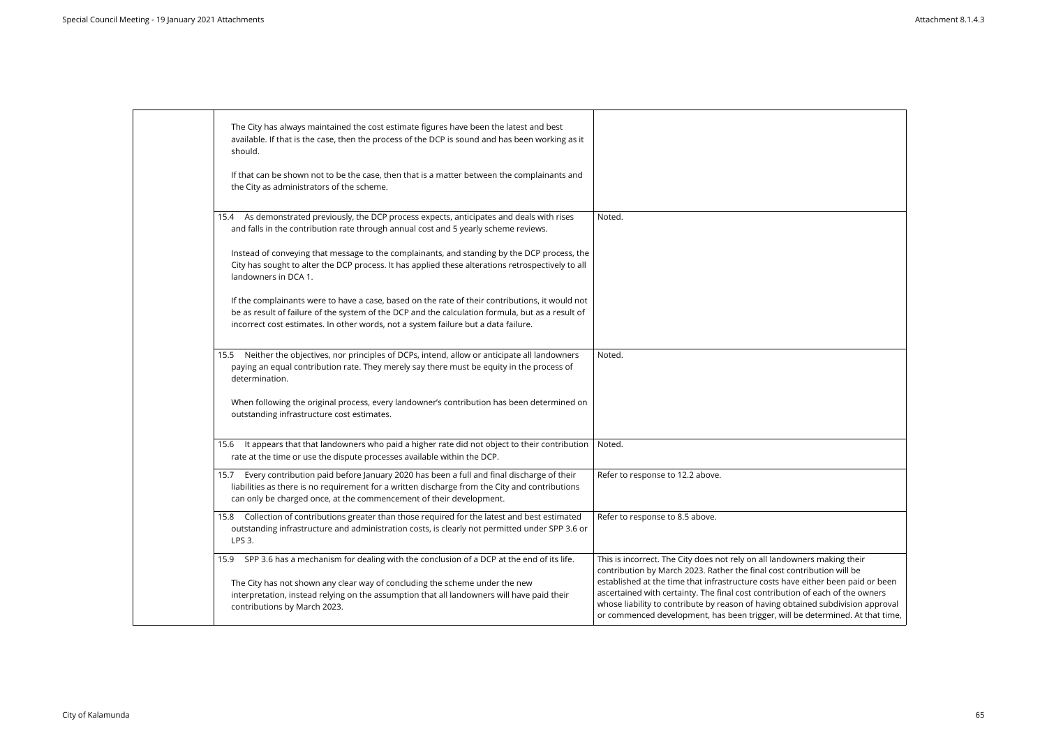| | | |
|---|---|---|
| | The City has always maintained the cost estimate figures have been the latest and best available. If that is the case, then the process of the DCP is sound and has been working as it should.<br><br>If that can be shown not to be the case, then that is a matter between the complainants and the City as administrators of the scheme. | |
| | 15.4 As demonstrated previously, the DCP process expects, anticipates and deals with rises and falls in the contribution rate through annual cost and 5 yearly scheme reviews.<br><br>Instead of conveying that message to the complainants, and standing by the DCP process, the City has sought to alter the DCP process. It has applied these alterations retrospectively to all landowners in DCA 1.<br><br>If the complainants were to have a case, based on the rate of their contributions, it would not be as result of failure of the system of the DCP and the calculation formula, but as a result of incorrect cost estimates. In other words, not a system failure but a data failure. | Noted. |
| | 15.5 Neither the objectives, nor principles of DCPs, intend, allow or anticipate all landowners paying an equal contribution rate. They merely say there must be equity in the process of determination.<br><br>When following the original process, every landowner's contribution has been determined on outstanding infrastructure cost estimates. | Noted. |
| | 15.6 It appears that that landowners who paid a higher rate did not object to their contribution rate at the time or use the dispute processes available within the DCP. | Noted. |
| | 15.7 Every contribution paid before January 2020 has been a full and final discharge of their liabilities as there is no requirement for a written discharge from the City and contributions can only be charged once, at the commencement of their development. | Refer to response to 12.2 above. |
| | 15.8 Collection of contributions greater than those required for the latest and best estimated outstanding infrastructure and administration costs, is clearly not permitted under SPP 3.6 or LPS 3. | Refer to response to 8.5 above. |
| | 15.9 SPP 3.6 has a mechanism for dealing with the conclusion of a DCP at the end of its life.<br><br>The City has not shown any clear way of concluding the scheme under the new interpretation, instead relying on the assumption that all landowners will have paid their contributions by March 2023. | This is incorrect. The City does not rely on all landowners making their contribution by March 2023. Rather the final cost contribution will be established at the time that infrastructure costs have either been paid or been ascertained with certainty. The final cost contribution of each of the owners whose liability to contribute by reason of having obtained subdivision approval or commenced development, has been trigger, will be determined. At that time, |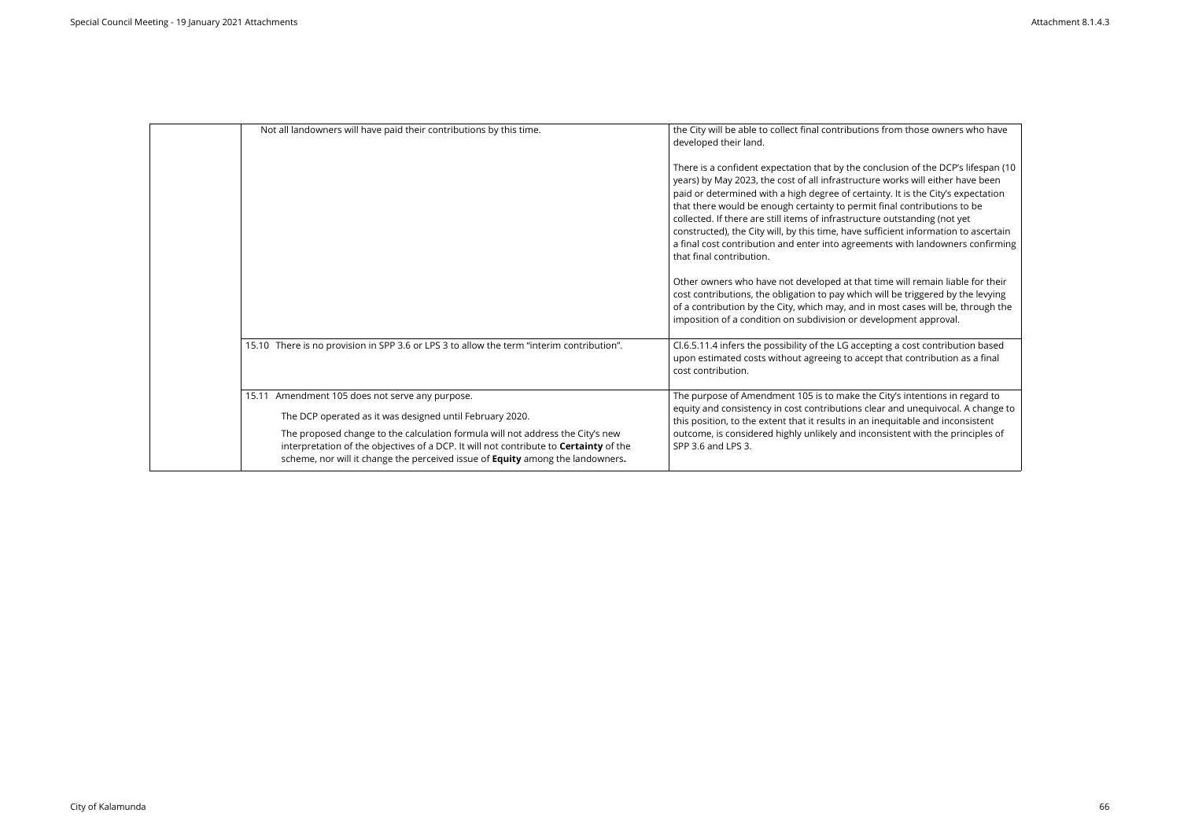| | | |
|---|---|---|
| | Not all landowners will have paid their contributions by this time. | the City will be able to collect final contributions from those owners who have developed their land.<br><br>There is a confident expectation that by the conclusion of the DCP's lifespan (10 years) by May 2023, the cost of all infrastructure works will either have been paid or determined with a high degree of certainty. It is the City's expectation that there would be enough certainty to permit final contributions to be collected. If there are still items of infrastructure outstanding (not yet constructed), the City will, by this time, have sufficient information to ascertain a final cost contribution and enter into agreements with landowners confirming that final contribution.<br><br>Other owners who have not developed at that time will remain liable for their cost contributions, the obligation to pay which will be triggered by the levying of a contribution by the City, which may, and in most cases will be, through the imposition of a condition on subdivision or development approval. |
| | 15.10 There is no provision in SPP 3.6 or LPS 3 to allow the term "interim contribution". | Cl.6.5.11.4 infers the possibility of the LG accepting a cost contribution based upon estimated costs without agreeing to accept that contribution as a final cost contribution. |
| | 15.11 Amendment 105 does not serve any purpose.<br><br>The DCP operated as it was designed until February 2020.<br><br>The proposed change to the calculation formula will not address the City's new interpretation of the objectives of a DCP. It will not contribute to **Certainty** of the scheme, nor will it change the perceived issue of **Equity** among the landowners**.** | The purpose of Amendment 105 is to make the City's intentions in regard to equity and consistency in cost contributions clear and unequivocal. A change to this position, to the extent that it results in an inequitable and inconsistent outcome, is considered highly unlikely and inconsistent with the principles of SPP 3.6 and LPS 3. |